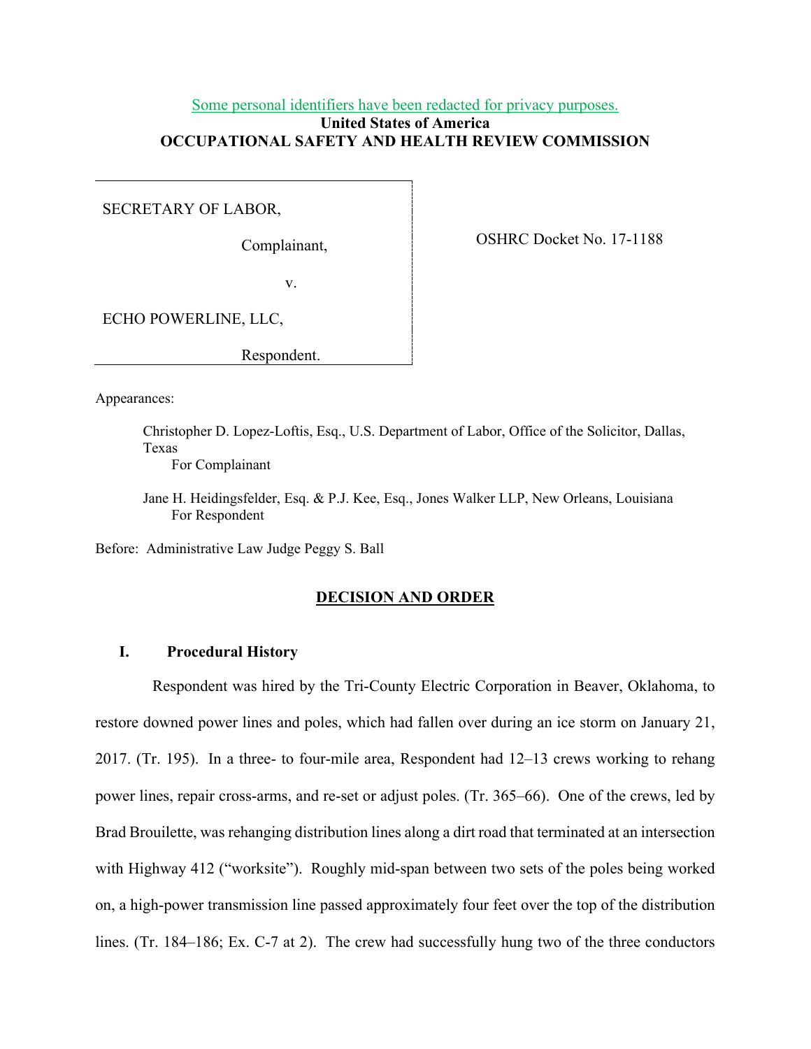Some personal identifiers have been redacted for privacy purposes.

**United States of America**
**OCCUPATIONAL SAFETY AND HEALTH REVIEW COMMISSION**

| | |
|---|---|
| SECRETARY OF LABOR,<br><br>Complainant,<br><br>v.<br><br>ECHO POWERLINE, LLC,<br><br>Respondent. | OSHRC Docket No. 17-1188 |

Appearances:

Christopher D. Lopez-Loftis, Esq., U.S. Department of Labor, Office of the Solicitor, Dallas, Texas
For Complainant

Jane H. Heidingsfelder, Esq. & P.J. Kee, Esq., Jones Walker LLP, New Orleans, Louisiana
For Respondent

Before: Administrative Law Judge Peggy S. Ball

## DECISION AND ORDER

### I. Procedural History

Respondent was hired by the Tri-County Electric Corporation in Beaver, Oklahoma, to restore downed power lines and poles, which had fallen over during an ice storm on January 21, 2017. (Tr. 195). In a three- to four-mile area, Respondent had 12–13 crews working to rehang power lines, repair cross-arms, and re-set or adjust poles. (Tr. 365–66). One of the crews, led by Brad Brouilette, was rehanging distribution lines along a dirt road that terminated at an intersection with Highway 412 ("worksite"). Roughly mid-span between two sets of the poles being worked on, a high-power transmission line passed approximately four feet over the top of the distribution lines. (Tr. 184–186; Ex. C-7 at 2). The crew had successfully hung two of the three conductors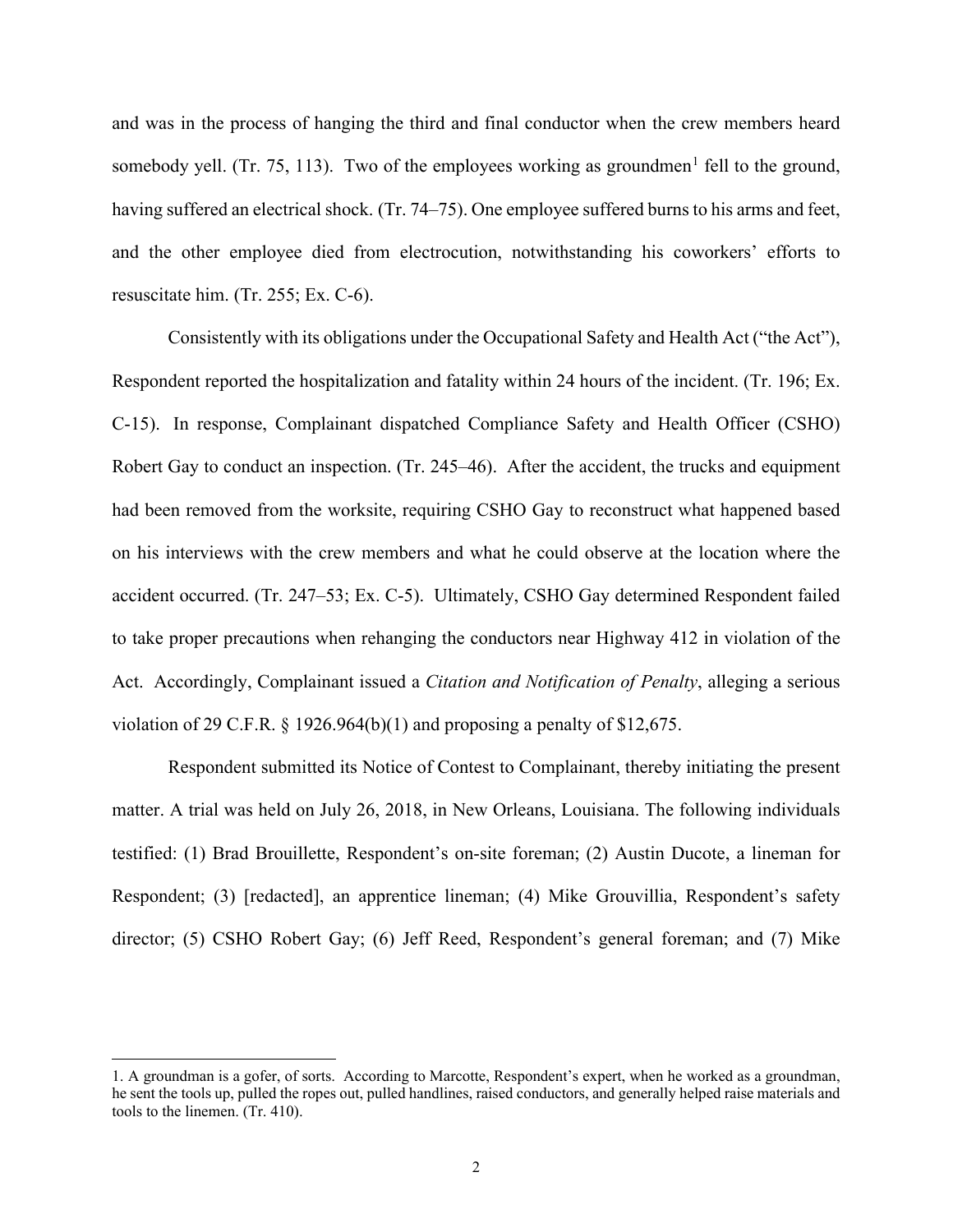and was in the process of hanging the third and final conductor when the crew members heard somebody yell. (Tr. 75, 113). Two of the employees working as groundmen[1] fell to the ground, having suffered an electrical shock. (Tr. 74–75). One employee suffered burns to his arms and feet, and the other employee died from electrocution, notwithstanding his coworkers' efforts to resuscitate him. (Tr. 255; Ex. C-6).

Consistently with its obligations under the Occupational Safety and Health Act ("the Act"), Respondent reported the hospitalization and fatality within 24 hours of the incident. (Tr. 196; Ex. C-15). In response, Complainant dispatched Compliance Safety and Health Officer (CSHO) Robert Gay to conduct an inspection. (Tr. 245–46). After the accident, the trucks and equipment had been removed from the worksite, requiring CSHO Gay to reconstruct what happened based on his interviews with the crew members and what he could observe at the location where the accident occurred. (Tr. 247–53; Ex. C-5). Ultimately, CSHO Gay determined Respondent failed to take proper precautions when rehanging the conductors near Highway 412 in violation of the Act. Accordingly, Complainant issued a *Citation and Notification of Penalty*, alleging a serious violation of 29 C.F.R. § 1926.964(b)(1) and proposing a penalty of $12,675.

Respondent submitted its Notice of Contest to Complainant, thereby initiating the present matter. A trial was held on July 26, 2018, in New Orleans, Louisiana. The following individuals testified: (1) Brad Brouillette, Respondent's on-site foreman; (2) Austin Ducote, a lineman for Respondent; (3) [redacted], an apprentice lineman; (4) Mike Grouvillia, Respondent's safety director; (5) CSHO Robert Gay; (6) Jeff Reed, Respondent's general foreman; and (7) Mike

1. A groundman is a gofer, of sorts. According to Marcotte, Respondent's expert, when he worked as a groundman, he sent the tools up, pulled the ropes out, pulled handlines, raised conductors, and generally helped raise materials and tools to the linemen. (Tr. 410).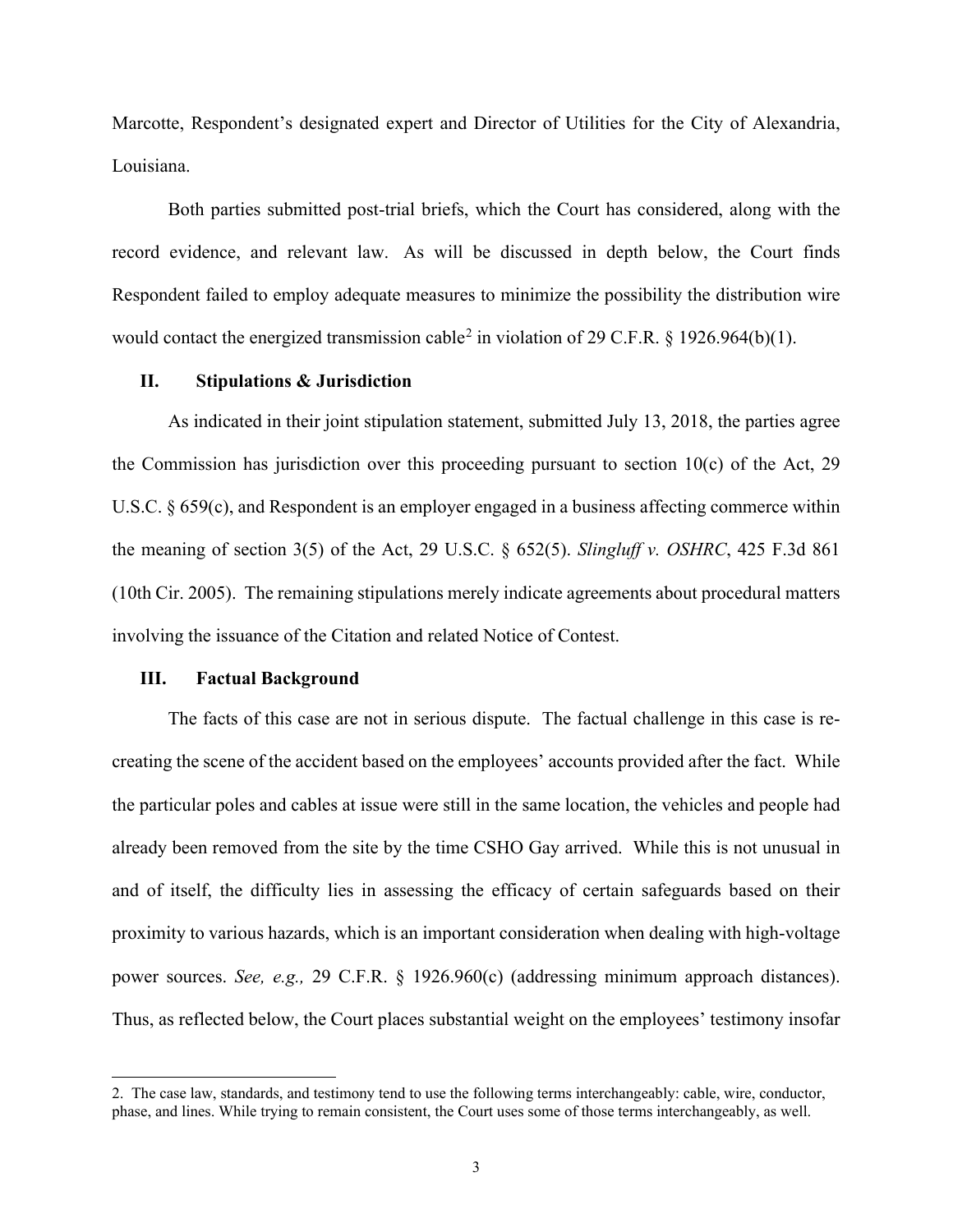Marcotte, Respondent's designated expert and Director of Utilities for the City of Alexandria, Louisiana.

Both parties submitted post-trial briefs, which the Court has considered, along with the record evidence, and relevant law. As will be discussed in depth below, the Court finds Respondent failed to employ adequate measures to minimize the possibility the distribution wire would contact the energized transmission cable[2] in violation of 29 C.F.R. § 1926.964(b)(1).

## II. Stipulations & Jurisdiction

As indicated in their joint stipulation statement, submitted July 13, 2018, the parties agree the Commission has jurisdiction over this proceeding pursuant to section 10(c) of the Act, 29 U.S.C. § 659(c), and Respondent is an employer engaged in a business affecting commerce within the meaning of section 3(5) of the Act, 29 U.S.C. § 652(5). *Slingluff v. OSHRC*, 425 F.3d 861 (10th Cir. 2005). The remaining stipulations merely indicate agreements about procedural matters involving the issuance of the Citation and related Notice of Contest.

## III. Factual Background

The facts of this case are not in serious dispute. The factual challenge in this case is re-creating the scene of the accident based on the employees' accounts provided after the fact. While the particular poles and cables at issue were still in the same location, the vehicles and people had already been removed from the site by the time CSHO Gay arrived. While this is not unusual in and of itself, the difficulty lies in assessing the efficacy of certain safeguards based on their proximity to various hazards, which is an important consideration when dealing with high-voltage power sources. *See, e.g.,* 29 C.F.R. § 1926.960(c) (addressing minimum approach distances). Thus, as reflected below, the Court places substantial weight on the employees' testimony insofar

---

2. The case law, standards, and testimony tend to use the following terms interchangeably: cable, wire, conductor, phase, and lines. While trying to remain consistent, the Court uses some of those terms interchangeably, as well.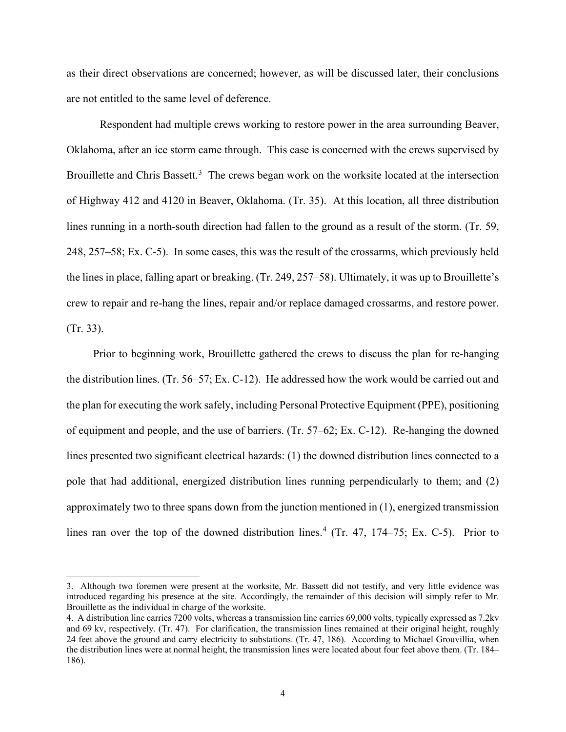as their direct observations are concerned; however, as will be discussed later, their conclusions are not entitled to the same level of deference.

Respondent had multiple crews working to restore power in the area surrounding Beaver, Oklahoma, after an ice storm came through. This case is concerned with the crews supervised by Brouillette and Chris Bassett.[3] The crews began work on the worksite located at the intersection of Highway 412 and 4120 in Beaver, Oklahoma. (Tr. 35). At this location, all three distribution lines running in a north-south direction had fallen to the ground as a result of the storm. (Tr. 59, 248, 257–58; Ex. C-5). In some cases, this was the result of the crossarms, which previously held the lines in place, falling apart or breaking. (Tr. 249, 257–58). Ultimately, it was up to Brouillette's crew to repair and re-hang the lines, repair and/or replace damaged crossarms, and restore power. (Tr. 33).

Prior to beginning work, Brouillette gathered the crews to discuss the plan for re-hanging the distribution lines. (Tr. 56–57; Ex. C-12). He addressed how the work would be carried out and the plan for executing the work safely, including Personal Protective Equipment (PPE), positioning of equipment and people, and the use of barriers. (Tr. 57–62; Ex. C-12). Re-hanging the downed lines presented two significant electrical hazards: (1) the downed distribution lines connected to a pole that had additional, energized distribution lines running perpendicularly to them; and (2) approximately two to three spans down from the junction mentioned in (1), energized transmission lines ran over the top of the downed distribution lines.[4] (Tr. 47, 174–75; Ex. C-5). Prior to

---

3. Although two foremen were present at the worksite, Mr. Bassett did not testify, and very little evidence was introduced regarding his presence at the site. Accordingly, the remainder of this decision will simply refer to Mr. Brouillette as the individual in charge of the worksite.

4. A distribution line carries 7200 volts, whereas a transmission line carries 69,000 volts, typically expressed as 7.2kv and 69 kv, respectively. (Tr. 47). For clarification, the transmission lines remained at their original height, roughly 24 feet above the ground and carry electricity to substations. (Tr. 47, 186). According to Michael Grouvillia, when the distribution lines were at normal height, the transmission lines were located about four feet above them. (Tr. 184–186).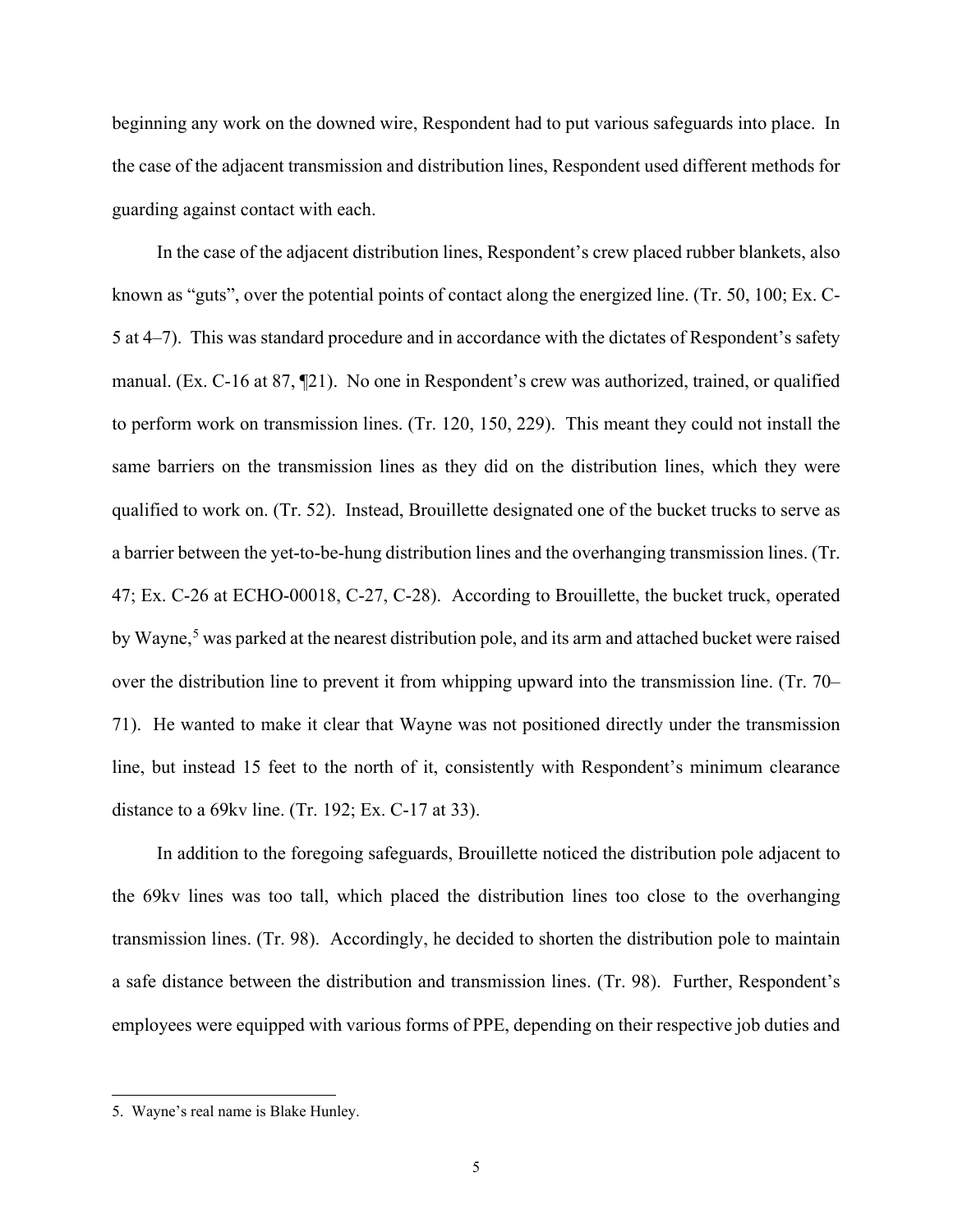beginning any work on the downed wire, Respondent had to put various safeguards into place. In the case of the adjacent transmission and distribution lines, Respondent used different methods for guarding against contact with each.

In the case of the adjacent distribution lines, Respondent's crew placed rubber blankets, also known as "guts", over the potential points of contact along the energized line. (Tr. 50, 100; Ex. C-5 at 4–7). This was standard procedure and in accordance with the dictates of Respondent's safety manual. (Ex. C-16 at 87, ¶21). No one in Respondent's crew was authorized, trained, or qualified to perform work on transmission lines. (Tr. 120, 150, 229). This meant they could not install the same barriers on the transmission lines as they did on the distribution lines, which they were qualified to work on. (Tr. 52). Instead, Brouillette designated one of the bucket trucks to serve as a barrier between the yet-to-be-hung distribution lines and the overhanging transmission lines. (Tr. 47; Ex. C-26 at ECHO-00018, C-27, C-28). According to Brouillette, the bucket truck, operated by Wayne,[5] was parked at the nearest distribution pole, and its arm and attached bucket were raised over the distribution line to prevent it from whipping upward into the transmission line. (Tr. 70–71). He wanted to make it clear that Wayne was not positioned directly under the transmission line, but instead 15 feet to the north of it, consistently with Respondent's minimum clearance distance to a 69kv line. (Tr. 192; Ex. C-17 at 33).

In addition to the foregoing safeguards, Brouillette noticed the distribution pole adjacent to the 69kv lines was too tall, which placed the distribution lines too close to the overhanging transmission lines. (Tr. 98). Accordingly, he decided to shorten the distribution pole to maintain a safe distance between the distribution and transmission lines. (Tr. 98). Further, Respondent's employees were equipped with various forms of PPE, depending on their respective job duties and

---

5. Wayne's real name is Blake Hunley.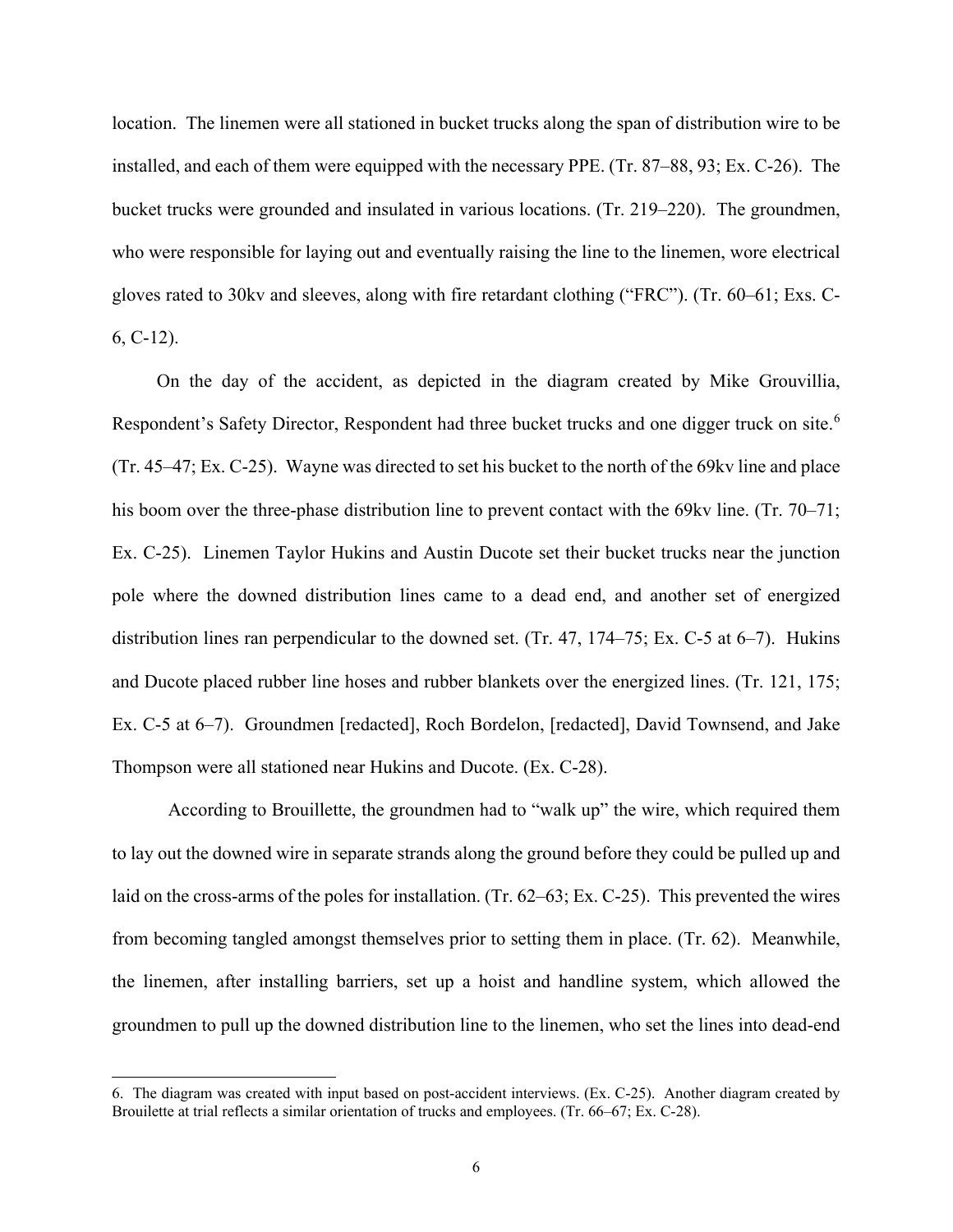location. The linemen were all stationed in bucket trucks along the span of distribution wire to be installed, and each of them were equipped with the necessary PPE. (Tr. 87–88, 93; Ex. C-26). The bucket trucks were grounded and insulated in various locations. (Tr. 219–220). The groundmen, who were responsible for laying out and eventually raising the line to the linemen, wore electrical gloves rated to 30kv and sleeves, along with fire retardant clothing ("FRC"). (Tr. 60–61; Exs. C-6, C-12).

On the day of the accident, as depicted in the diagram created by Mike Grouvillia, Respondent's Safety Director, Respondent had three bucket trucks and one digger truck on site.[6] (Tr. 45–47; Ex. C-25). Wayne was directed to set his bucket to the north of the 69kv line and place his boom over the three-phase distribution line to prevent contact with the 69kv line. (Tr. 70–71; Ex. C-25). Linemen Taylor Hukins and Austin Ducote set their bucket trucks near the junction pole where the downed distribution lines came to a dead end, and another set of energized distribution lines ran perpendicular to the downed set. (Tr. 47, 174–75; Ex. C-5 at 6–7). Hukins and Ducote placed rubber line hoses and rubber blankets over the energized lines. (Tr. 121, 175; Ex. C-5 at 6–7). Groundmen [redacted], Roch Bordelon, [redacted], David Townsend, and Jake Thompson were all stationed near Hukins and Ducote. (Ex. C-28).

According to Brouillette, the groundmen had to "walk up" the wire, which required them to lay out the downed wire in separate strands along the ground before they could be pulled up and laid on the cross-arms of the poles for installation. (Tr. 62–63; Ex. C-25). This prevented the wires from becoming tangled amongst themselves prior to setting them in place. (Tr. 62). Meanwhile, the linemen, after installing barriers, set up a hoist and handline system, which allowed the groundmen to pull up the downed distribution line to the linemen, who set the lines into dead-end

---

6. The diagram was created with input based on post-accident interviews. (Ex. C-25). Another diagram created by Brouilette at trial reflects a similar orientation of trucks and employees. (Tr. 66–67; Ex. C-28).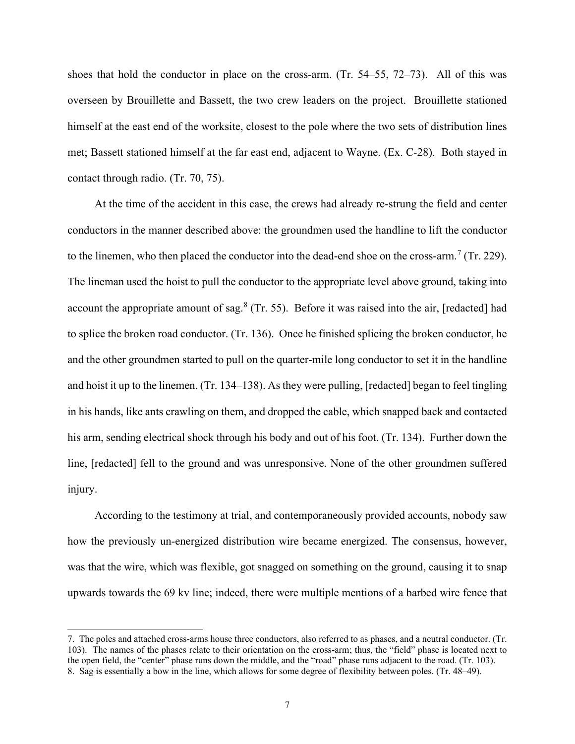shoes that hold the conductor in place on the cross-arm. (Tr. 54–55, 72–73). All of this was overseen by Brouillette and Bassett, the two crew leaders on the project. Brouillette stationed himself at the east end of the worksite, closest to the pole where the two sets of distribution lines met; Bassett stationed himself at the far east end, adjacent to Wayne. (Ex. C-28). Both stayed in contact through radio. (Tr. 70, 75).

At the time of the accident in this case, the crews had already re-strung the field and center conductors in the manner described above: the groundmen used the handline to lift the conductor to the linemen, who then placed the conductor into the dead-end shoe on the cross-arm.[7] (Tr. 229). The lineman used the hoist to pull the conductor to the appropriate level above ground, taking into account the appropriate amount of sag.[8] (Tr. 55). Before it was raised into the air, [redacted] had to splice the broken road conductor. (Tr. 136). Once he finished splicing the broken conductor, he and the other groundmen started to pull on the quarter-mile long conductor to set it in the handline and hoist it up to the linemen. (Tr. 134–138). As they were pulling, [redacted] began to feel tingling in his hands, like ants crawling on them, and dropped the cable, which snapped back and contacted his arm, sending electrical shock through his body and out of his foot. (Tr. 134). Further down the line, [redacted] fell to the ground and was unresponsive. None of the other groundmen suffered injury.

According to the testimony at trial, and contemporaneously provided accounts, nobody saw how the previously un-energized distribution wire became energized. The consensus, however, was that the wire, which was flexible, got snagged on something on the ground, causing it to snap upwards towards the 69 kv line; indeed, there were multiple mentions of a barbed wire fence that

---

7. The poles and attached cross-arms house three conductors, also referred to as phases, and a neutral conductor. (Tr. 103). The names of the phases relate to their orientation on the cross-arm; thus, the "field" phase is located next to the open field, the "center" phase runs down the middle, and the "road" phase runs adjacent to the road. (Tr. 103).

8. Sag is essentially a bow in the line, which allows for some degree of flexibility between poles. (Tr. 48–49).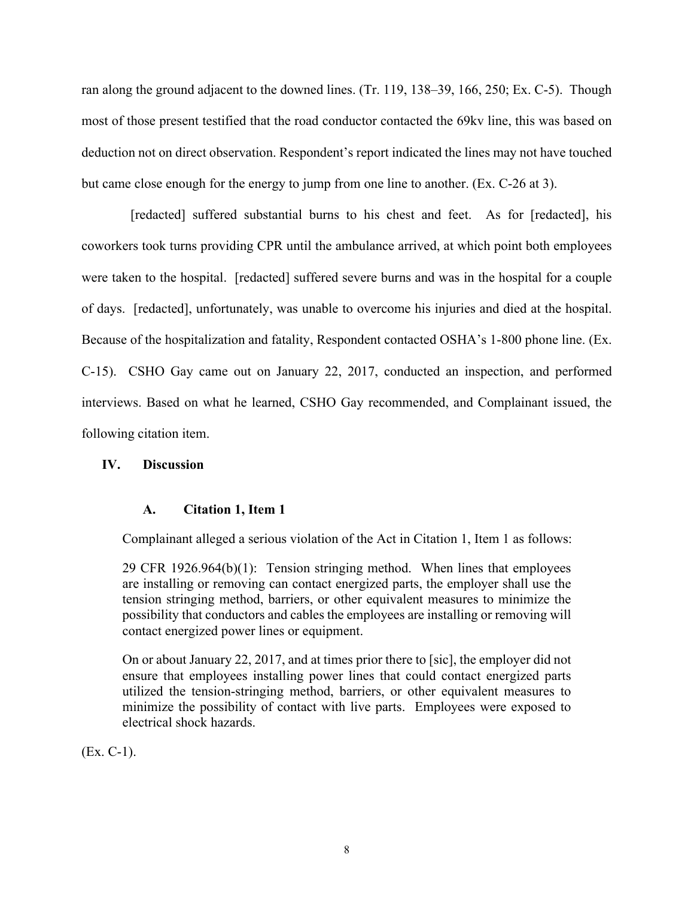ran along the ground adjacent to the downed lines. (Tr. 119, 138–39, 166, 250; Ex. C-5). Though most of those present testified that the road conductor contacted the 69kv line, this was based on deduction not on direct observation. Respondent's report indicated the lines may not have touched but came close enough for the energy to jump from one line to another. (Ex. C-26 at 3).

[redacted] suffered substantial burns to his chest and feet. As for [redacted], his coworkers took turns providing CPR until the ambulance arrived, at which point both employees were taken to the hospital. [redacted] suffered severe burns and was in the hospital for a couple of days. [redacted], unfortunately, was unable to overcome his injuries and died at the hospital. Because of the hospitalization and fatality, Respondent contacted OSHA's 1-800 phone line. (Ex. C-15). CSHO Gay came out on January 22, 2017, conducted an inspection, and performed interviews. Based on what he learned, CSHO Gay recommended, and Complainant issued, the following citation item.

## IV. Discussion

### A. Citation 1, Item 1

Complainant alleged a serious violation of the Act in Citation 1, Item 1 as follows:

> 29 CFR 1926.964(b)(1): Tension stringing method. When lines that employees are installing or removing can contact energized parts, the employer shall use the tension stringing method, barriers, or other equivalent measures to minimize the possibility that conductors and cables the employees are installing or removing will contact energized power lines or equipment.
>
> On or about January 22, 2017, and at times prior there to [sic], the employer did not ensure that employees installing power lines that could contact energized parts utilized the tension-stringing method, barriers, or other equivalent measures to minimize the possibility of contact with live parts. Employees were exposed to electrical shock hazards.

(Ex. C-1).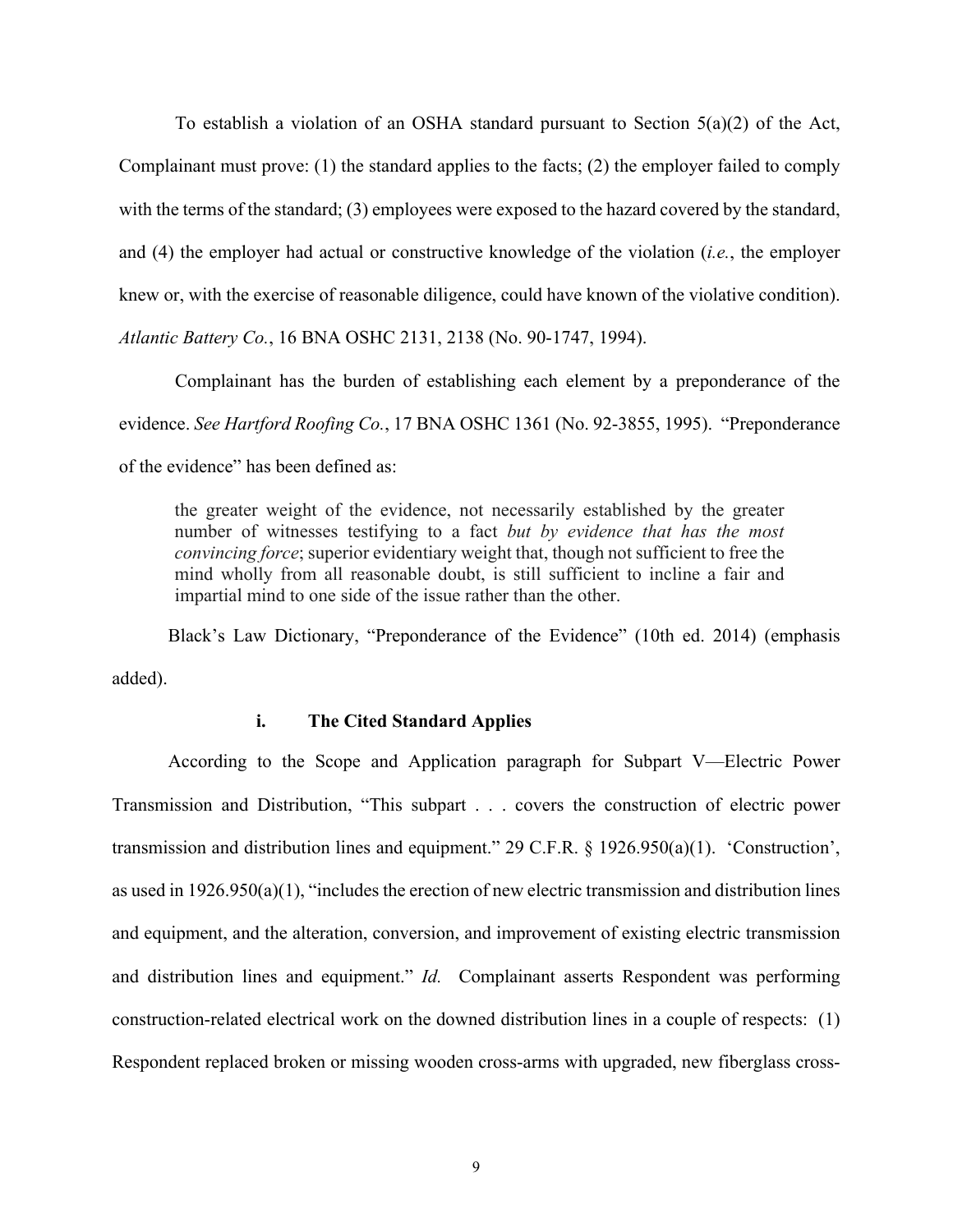To establish a violation of an OSHA standard pursuant to Section 5(a)(2) of the Act, Complainant must prove: (1) the standard applies to the facts; (2) the employer failed to comply with the terms of the standard; (3) employees were exposed to the hazard covered by the standard, and (4) the employer had actual or constructive knowledge of the violation (*i.e.*, the employer knew or, with the exercise of reasonable diligence, could have known of the violative condition). *Atlantic Battery Co.*, 16 BNA OSHC 2131, 2138 (No. 90-1747, 1994).

Complainant has the burden of establishing each element by a preponderance of the evidence. *See Hartford Roofing Co.*, 17 BNA OSHC 1361 (No. 92-3855, 1995). "Preponderance of the evidence" has been defined as:

> the greater weight of the evidence, not necessarily established by the greater number of witnesses testifying to a fact *but by evidence that has the most convincing force*; superior evidentiary weight that, though not sufficient to free the mind wholly from all reasonable doubt, is still sufficient to incline a fair and impartial mind to one side of the issue rather than the other.

Black's Law Dictionary, "Preponderance of the Evidence" (10th ed. 2014) (emphasis added).

#### i. The Cited Standard Applies

According to the Scope and Application paragraph for Subpart V—Electric Power Transmission and Distribution, "This subpart . . . covers the construction of electric power transmission and distribution lines and equipment." 29 C.F.R. § 1926.950(a)(1). 'Construction', as used in 1926.950(a)(1), "includes the erection of new electric transmission and distribution lines and equipment, and the alteration, conversion, and improvement of existing electric transmission and distribution lines and equipment." *Id.* Complainant asserts Respondent was performing construction-related electrical work on the downed distribution lines in a couple of respects: (1) Respondent replaced broken or missing wooden cross-arms with upgraded, new fiberglass cross-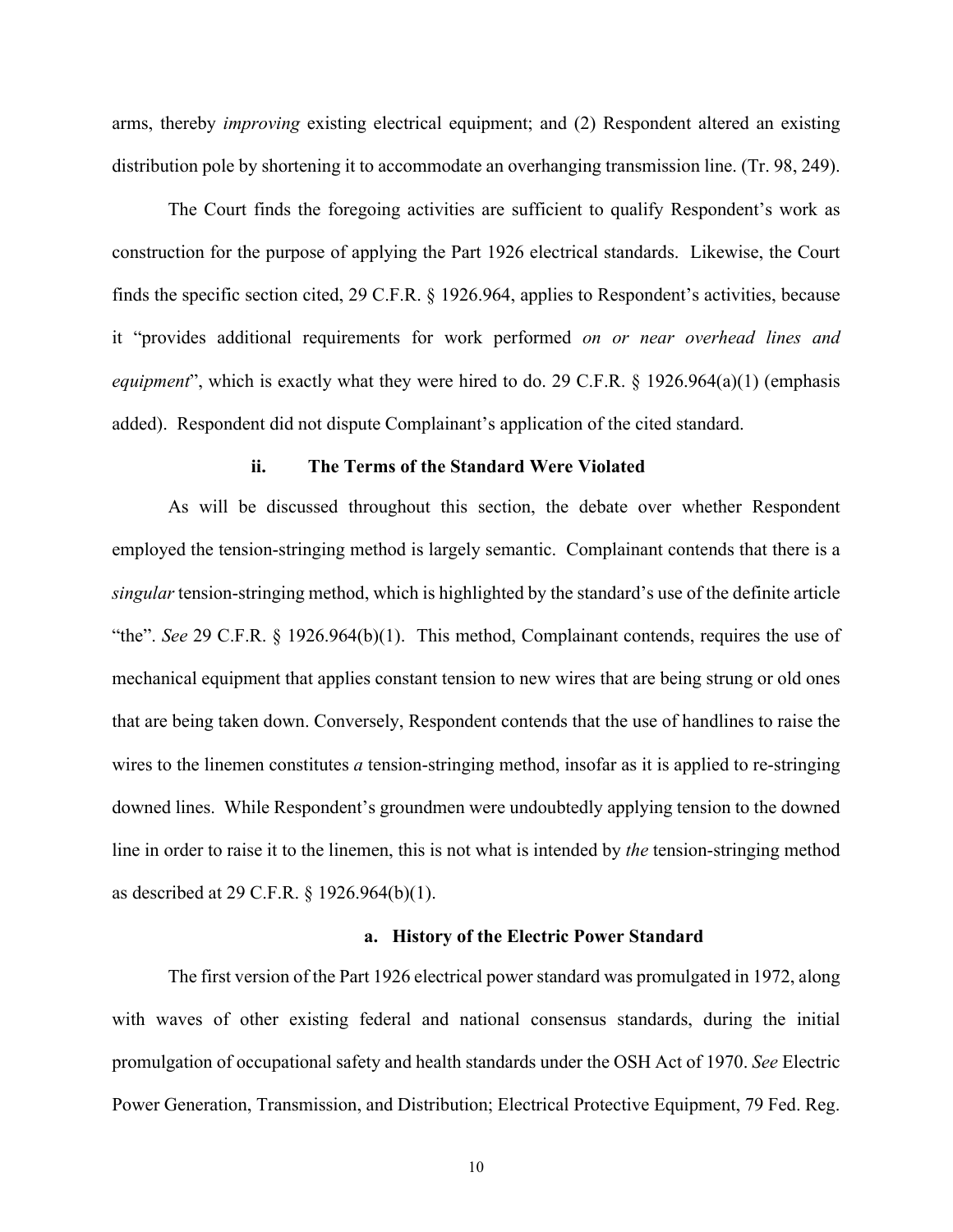arms, thereby *improving* existing electrical equipment; and (2) Respondent altered an existing distribution pole by shortening it to accommodate an overhanging transmission line. (Tr. 98, 249).

The Court finds the foregoing activities are sufficient to qualify Respondent's work as construction for the purpose of applying the Part 1926 electrical standards. Likewise, the Court finds the specific section cited, 29 C.F.R. § 1926.964, applies to Respondent's activities, because it "provides additional requirements for work performed *on or near overhead lines and equipment*", which is exactly what they were hired to do. 29 C.F.R. § 1926.964(a)(1) (emphasis added). Respondent did not dispute Complainant's application of the cited standard.

### ii. The Terms of the Standard Were Violated

As will be discussed throughout this section, the debate over whether Respondent employed the tension-stringing method is largely semantic. Complainant contends that there is a *singular* tension-stringing method, which is highlighted by the standard's use of the definite article "the". *See* 29 C.F.R. § 1926.964(b)(1). This method, Complainant contends, requires the use of mechanical equipment that applies constant tension to new wires that are being strung or old ones that are being taken down. Conversely, Respondent contends that the use of handlines to raise the wires to the linemen constitutes *a* tension-stringing method, insofar as it is applied to re-stringing downed lines. While Respondent's groundmen were undoubtedly applying tension to the downed line in order to raise it to the linemen, this is not what is intended by *the* tension-stringing method as described at 29 C.F.R. § 1926.964(b)(1).

#### a. History of the Electric Power Standard

The first version of the Part 1926 electrical power standard was promulgated in 1972, along with waves of other existing federal and national consensus standards, during the initial promulgation of occupational safety and health standards under the OSH Act of 1970. *See* Electric Power Generation, Transmission, and Distribution; Electrical Protective Equipment, 79 Fed. Reg.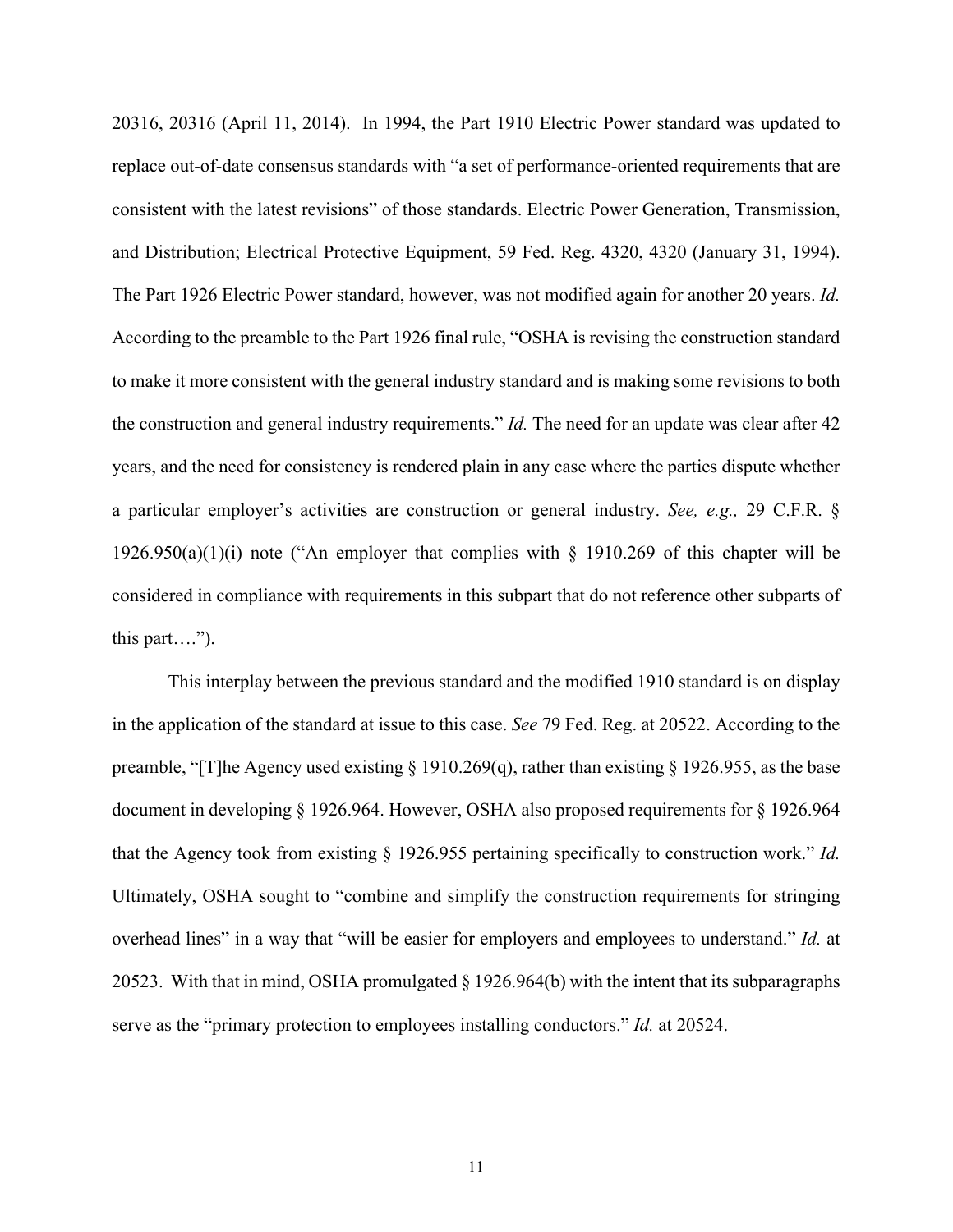20316, 20316 (April 11, 2014). In 1994, the Part 1910 Electric Power standard was updated to replace out-of-date consensus standards with "a set of performance-oriented requirements that are consistent with the latest revisions" of those standards. Electric Power Generation, Transmission, and Distribution; Electrical Protective Equipment, 59 Fed. Reg. 4320, 4320 (January 31, 1994). The Part 1926 Electric Power standard, however, was not modified again for another 20 years. *Id.* According to the preamble to the Part 1926 final rule, "OSHA is revising the construction standard to make it more consistent with the general industry standard and is making some revisions to both the construction and general industry requirements." *Id.* The need for an update was clear after 42 years, and the need for consistency is rendered plain in any case where the parties dispute whether a particular employer's activities are construction or general industry. *See, e.g.,* 29 C.F.R. § 1926.950(a)(1)(i) note ("An employer that complies with § 1910.269 of this chapter will be considered in compliance with requirements in this subpart that do not reference other subparts of this part….").

This interplay between the previous standard and the modified 1910 standard is on display in the application of the standard at issue to this case. *See* 79 Fed. Reg. at 20522. According to the preamble, "[T]he Agency used existing § 1910.269(q), rather than existing § 1926.955, as the base document in developing § 1926.964. However, OSHA also proposed requirements for § 1926.964 that the Agency took from existing § 1926.955 pertaining specifically to construction work." *Id.* Ultimately, OSHA sought to "combine and simplify the construction requirements for stringing overhead lines" in a way that "will be easier for employers and employees to understand." *Id.* at 20523. With that in mind, OSHA promulgated § 1926.964(b) with the intent that its subparagraphs serve as the "primary protection to employees installing conductors." *Id.* at 20524.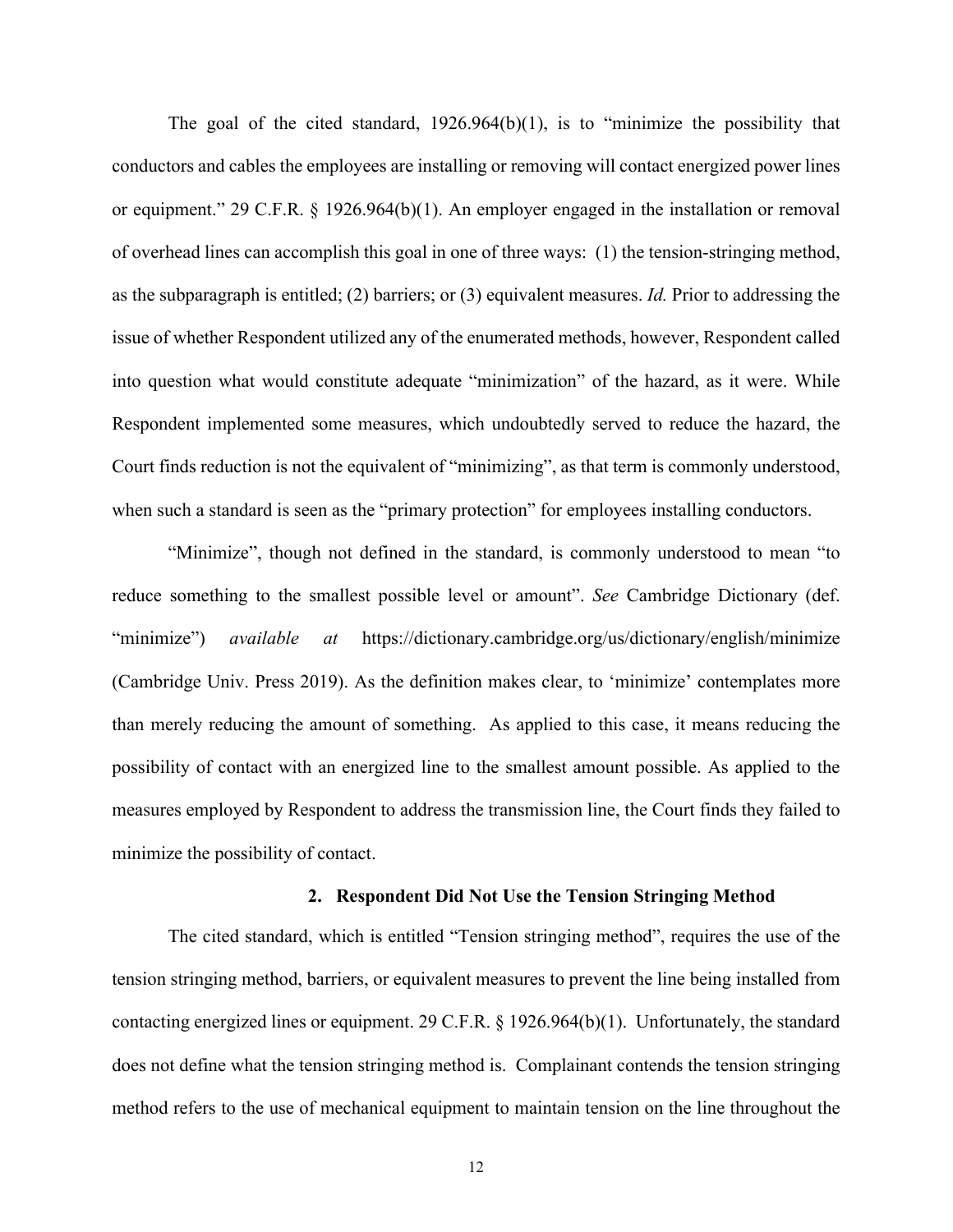The goal of the cited standard, 1926.964(b)(1), is to "minimize the possibility that conductors and cables the employees are installing or removing will contact energized power lines or equipment." 29 C.F.R. § 1926.964(b)(1). An employer engaged in the installation or removal of overhead lines can accomplish this goal in one of three ways: (1) the tension-stringing method, as the subparagraph is entitled; (2) barriers; or (3) equivalent measures. *Id.* Prior to addressing the issue of whether Respondent utilized any of the enumerated methods, however, Respondent called into question what would constitute adequate "minimization" of the hazard, as it were. While Respondent implemented some measures, which undoubtedly served to reduce the hazard, the Court finds reduction is not the equivalent of "minimizing", as that term is commonly understood, when such a standard is seen as the "primary protection" for employees installing conductors.

"Minimize", though not defined in the standard, is commonly understood to mean "to reduce something to the smallest possible level or amount". *See* Cambridge Dictionary (def. "minimize") *available at* https://dictionary.cambridge.org/us/dictionary/english/minimize (Cambridge Univ. Press 2019). As the definition makes clear, to 'minimize' contemplates more than merely reducing the amount of something. As applied to this case, it means reducing the possibility of contact with an energized line to the smallest amount possible. As applied to the measures employed by Respondent to address the transmission line, the Court finds they failed to minimize the possibility of contact.

### 2. Respondent Did Not Use the Tension Stringing Method

The cited standard, which is entitled "Tension stringing method", requires the use of the tension stringing method, barriers, or equivalent measures to prevent the line being installed from contacting energized lines or equipment. 29 C.F.R. § 1926.964(b)(1). Unfortunately, the standard does not define what the tension stringing method is. Complainant contends the tension stringing method refers to the use of mechanical equipment to maintain tension on the line throughout the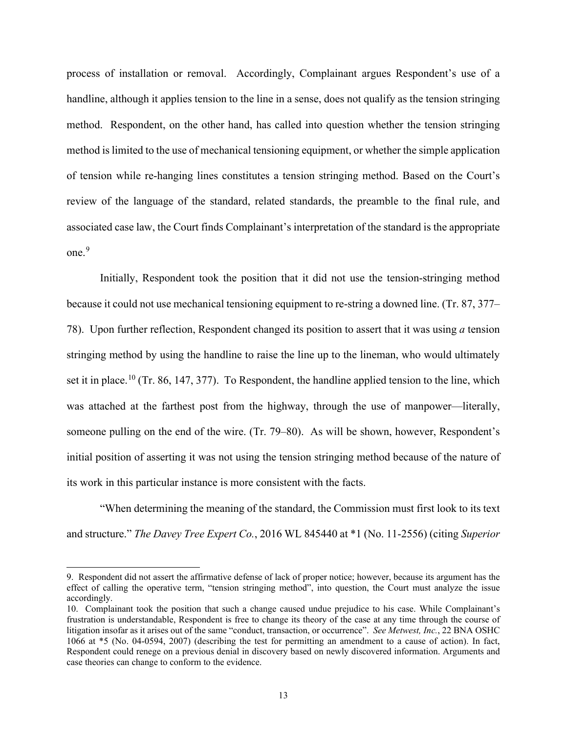process of installation or removal. Accordingly, Complainant argues Respondent's use of a handline, although it applies tension to the line in a sense, does not qualify as the tension stringing method. Respondent, on the other hand, has called into question whether the tension stringing method is limited to the use of mechanical tensioning equipment, or whether the simple application of tension while re-hanging lines constitutes a tension stringing method. Based on the Court's review of the language of the standard, related standards, the preamble to the final rule, and associated case law, the Court finds Complainant's interpretation of the standard is the appropriate one.[9]

Initially, Respondent took the position that it did not use the tension-stringing method because it could not use mechanical tensioning equipment to re-string a downed line. (Tr. 87, 377–78). Upon further reflection, Respondent changed its position to assert that it was using *a* tension stringing method by using the handline to raise the line up to the lineman, who would ultimately set it in place.[10] (Tr. 86, 147, 377). To Respondent, the handline applied tension to the line, which was attached at the farthest post from the highway, through the use of manpower—literally, someone pulling on the end of the wire. (Tr. 79–80). As will be shown, however, Respondent's initial position of asserting it was not using the tension stringing method because of the nature of its work in this particular instance is more consistent with the facts.

"When determining the meaning of the standard, the Commission must first look to its text and structure." *The Davey Tree Expert Co.*, 2016 WL 845440 at *1 (No. 11-2556) (citing *Superior*

---

9. Respondent did not assert the affirmative defense of lack of proper notice; however, because its argument has the effect of calling the operative term, "tension stringing method", into question, the Court must analyze the issue accordingly.

10. Complainant took the position that such a change caused undue prejudice to his case. While Complainant's frustration is understandable, Respondent is free to change its theory of the case at any time through the course of litigation insofar as it arises out of the same "conduct, transaction, or occurrence". *See Metwest, Inc.*, 22 BNA OSHC 1066 at *5 (No. 04-0594, 2007) (describing the test for permitting an amendment to a cause of action). In fact, Respondent could renege on a previous denial in discovery based on newly discovered information. Arguments and case theories can change to conform to the evidence.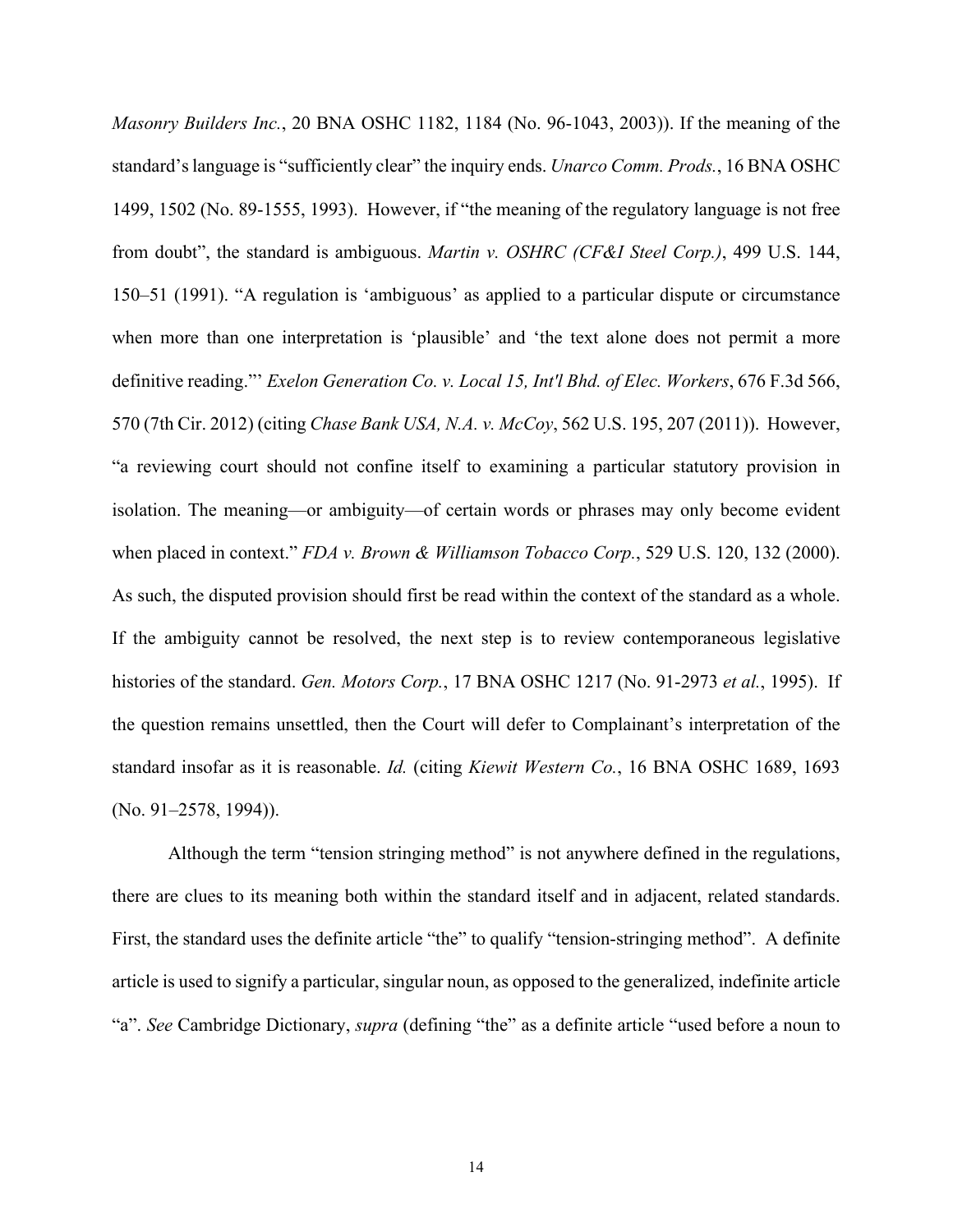*Masonry Builders Inc.*, 20 BNA OSHC 1182, 1184 (No. 96-1043, 2003)). If the meaning of the standard's language is "sufficiently clear" the inquiry ends. *Unarco Comm. Prods.*, 16 BNA OSHC 1499, 1502 (No. 89-1555, 1993). However, if "the meaning of the regulatory language is not free from doubt", the standard is ambiguous. *Martin v. OSHRC (CF&I Steel Corp.)*, 499 U.S. 144, 150–51 (1991). "A regulation is 'ambiguous' as applied to a particular dispute or circumstance when more than one interpretation is 'plausible' and 'the text alone does not permit a more definitive reading."' *Exelon Generation Co. v. Local 15, Int'l Bhd. of Elec. Workers*, 676 F.3d 566, 570 (7th Cir. 2012) (citing *Chase Bank USA, N.A. v. McCoy*, 562 U.S. 195, 207 (2011)). However, "a reviewing court should not confine itself to examining a particular statutory provision in isolation. The meaning—or ambiguity—of certain words or phrases may only become evident when placed in context." *FDA v. Brown & Williamson Tobacco Corp.*, 529 U.S. 120, 132 (2000). As such, the disputed provision should first be read within the context of the standard as a whole. If the ambiguity cannot be resolved, the next step is to review contemporaneous legislative histories of the standard. *Gen. Motors Corp.*, 17 BNA OSHC 1217 (No. 91-2973 *et al.*, 1995). If the question remains unsettled, then the Court will defer to Complainant's interpretation of the standard insofar as it is reasonable. *Id.* (citing *Kiewit Western Co.*, 16 BNA OSHC 1689, 1693 (No. 91–2578, 1994)).

Although the term "tension stringing method" is not anywhere defined in the regulations, there are clues to its meaning both within the standard itself and in adjacent, related standards. First, the standard uses the definite article "the" to qualify "tension-stringing method". A definite article is used to signify a particular, singular noun, as opposed to the generalized, indefinite article "a". *See* Cambridge Dictionary, *supra* (defining "the" as a definite article "used before a noun to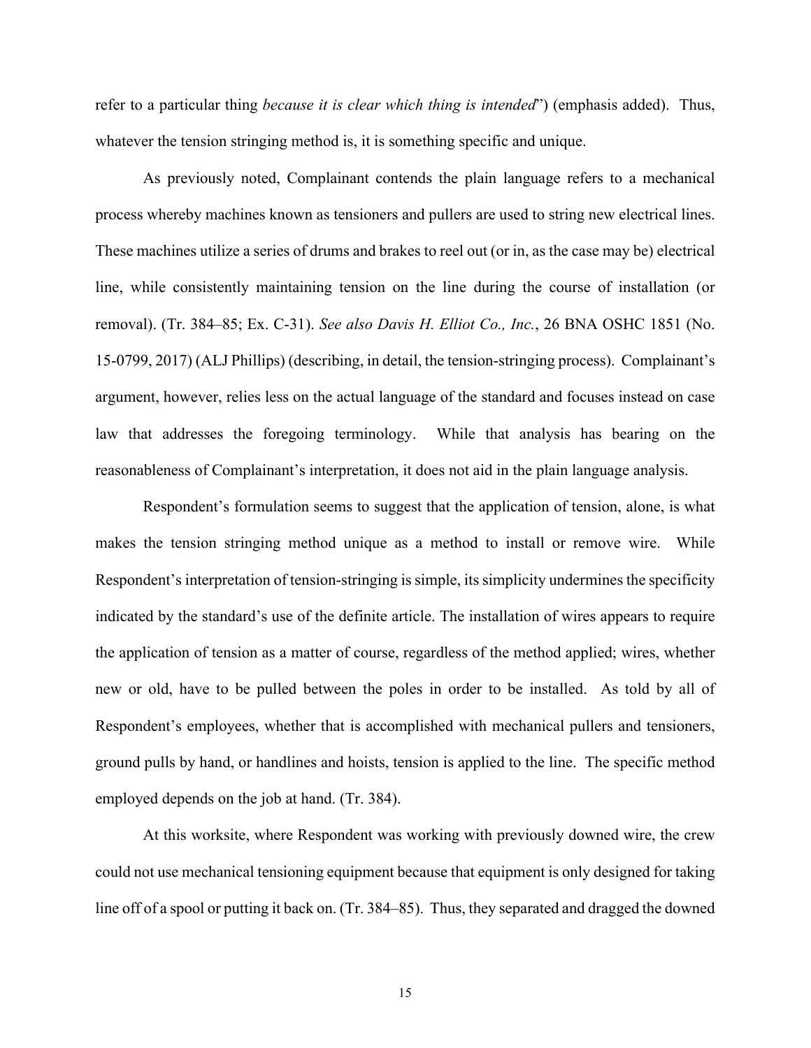refer to a particular thing *because it is clear which thing is intended*") (emphasis added). Thus, whatever the tension stringing method is, it is something specific and unique.

As previously noted, Complainant contends the plain language refers to a mechanical process whereby machines known as tensioners and pullers are used to string new electrical lines. These machines utilize a series of drums and brakes to reel out (or in, as the case may be) electrical line, while consistently maintaining tension on the line during the course of installation (or removal). (Tr. 384–85; Ex. C-31). *See also Davis H. Elliot Co., Inc.*, 26 BNA OSHC 1851 (No. 15-0799, 2017) (ALJ Phillips) (describing, in detail, the tension-stringing process). Complainant's argument, however, relies less on the actual language of the standard and focuses instead on case law that addresses the foregoing terminology. While that analysis has bearing on the reasonableness of Complainant's interpretation, it does not aid in the plain language analysis.

Respondent's formulation seems to suggest that the application of tension, alone, is what makes the tension stringing method unique as a method to install or remove wire. While Respondent's interpretation of tension-stringing is simple, its simplicity undermines the specificity indicated by the standard's use of the definite article. The installation of wires appears to require the application of tension as a matter of course, regardless of the method applied; wires, whether new or old, have to be pulled between the poles in order to be installed. As told by all of Respondent's employees, whether that is accomplished with mechanical pullers and tensioners, ground pulls by hand, or handlines and hoists, tension is applied to the line. The specific method employed depends on the job at hand. (Tr. 384).

At this worksite, where Respondent was working with previously downed wire, the crew could not use mechanical tensioning equipment because that equipment is only designed for taking line off of a spool or putting it back on. (Tr. 384–85). Thus, they separated and dragged the downed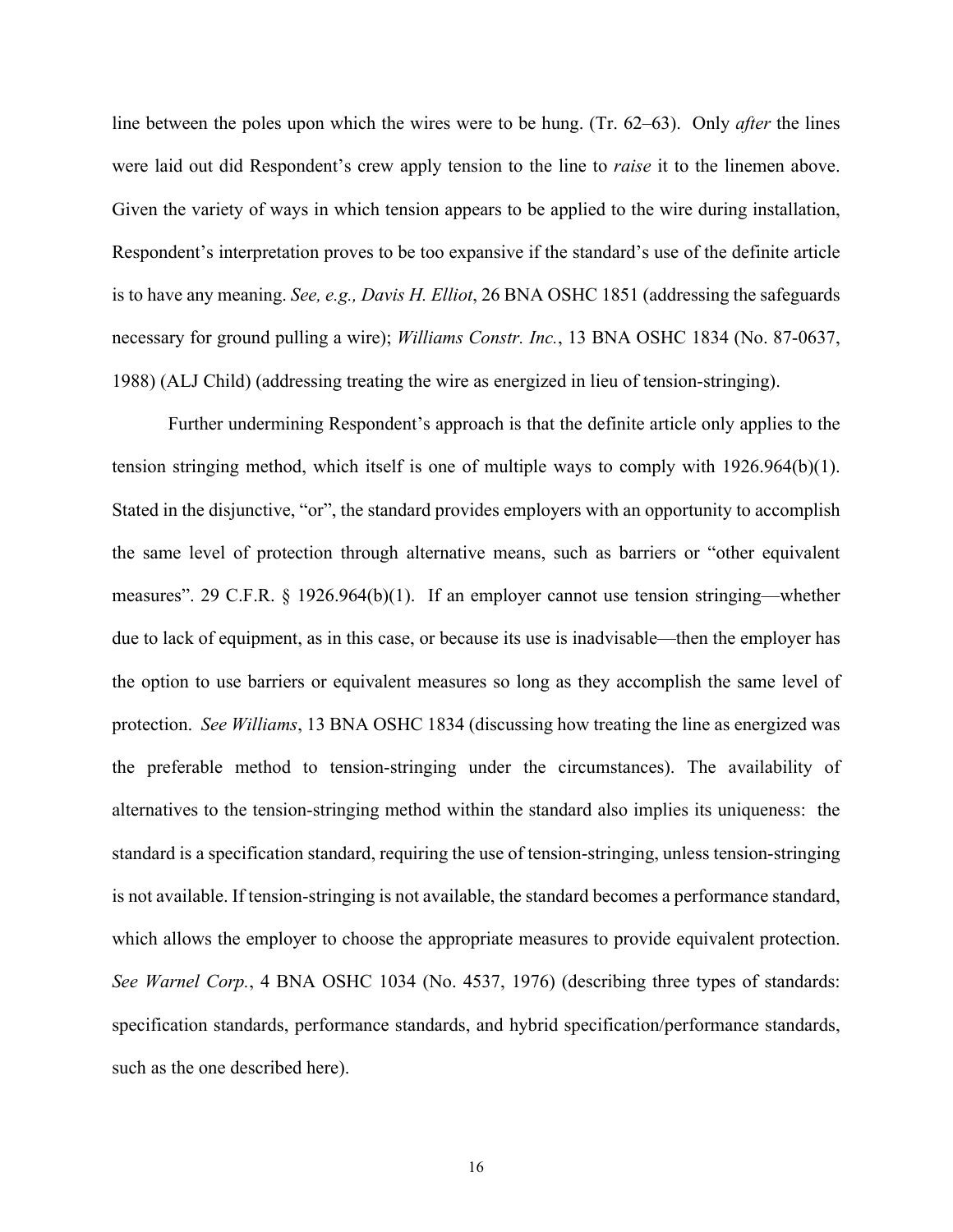line between the poles upon which the wires were to be hung. (Tr. 62–63). Only *after* the lines were laid out did Respondent's crew apply tension to the line to *raise* it to the linemen above. Given the variety of ways in which tension appears to be applied to the wire during installation, Respondent's interpretation proves to be too expansive if the standard's use of the definite article is to have any meaning. *See, e.g., Davis H. Elliot*, 26 BNA OSHC 1851 (addressing the safeguards necessary for ground pulling a wire); *Williams Constr. Inc.*, 13 BNA OSHC 1834 (No. 87-0637, 1988) (ALJ Child) (addressing treating the wire as energized in lieu of tension-stringing).

Further undermining Respondent's approach is that the definite article only applies to the tension stringing method, which itself is one of multiple ways to comply with 1926.964(b)(1). Stated in the disjunctive, "or", the standard provides employers with an opportunity to accomplish the same level of protection through alternative means, such as barriers or "other equivalent measures". 29 C.F.R. § 1926.964(b)(1). If an employer cannot use tension stringing—whether due to lack of equipment, as in this case, or because its use is inadvisable—then the employer has the option to use barriers or equivalent measures so long as they accomplish the same level of protection. *See Williams*, 13 BNA OSHC 1834 (discussing how treating the line as energized was the preferable method to tension-stringing under the circumstances). The availability of alternatives to the tension-stringing method within the standard also implies its uniqueness: the standard is a specification standard, requiring the use of tension-stringing, unless tension-stringing is not available. If tension-stringing is not available, the standard becomes a performance standard, which allows the employer to choose the appropriate measures to provide equivalent protection. *See Warnel Corp.*, 4 BNA OSHC 1034 (No. 4537, 1976) (describing three types of standards: specification standards, performance standards, and hybrid specification/performance standards, such as the one described here).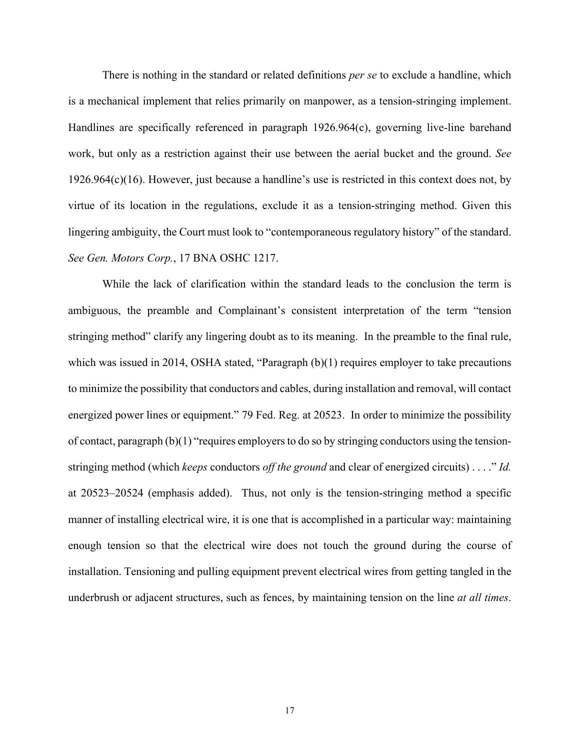There is nothing in the standard or related definitions *per se* to exclude a handline, which is a mechanical implement that relies primarily on manpower, as a tension-stringing implement. Handlines are specifically referenced in paragraph 1926.964(c), governing live-line barehand work, but only as a restriction against their use between the aerial bucket and the ground. *See* 1926.964(c)(16). However, just because a handline's use is restricted in this context does not, by virtue of its location in the regulations, exclude it as a tension-stringing method. Given this lingering ambiguity, the Court must look to "contemporaneous regulatory history" of the standard. *See Gen. Motors Corp.*, 17 BNA OSHC 1217.

While the lack of clarification within the standard leads to the conclusion the term is ambiguous, the preamble and Complainant's consistent interpretation of the term "tension stringing method" clarify any lingering doubt as to its meaning. In the preamble to the final rule, which was issued in 2014, OSHA stated, "Paragraph (b)(1) requires employer to take precautions to minimize the possibility that conductors and cables, during installation and removal, will contact energized power lines or equipment." 79 Fed. Reg. at 20523. In order to minimize the possibility of contact, paragraph (b)(1) "requires employers to do so by stringing conductors using the tension-stringing method (which *keeps* conductors *off the ground* and clear of energized circuits) . . . ." *Id.* at 20523–20524 (emphasis added). Thus, not only is the tension-stringing method a specific manner of installing electrical wire, it is one that is accomplished in a particular way: maintaining enough tension so that the electrical wire does not touch the ground during the course of installation. Tensioning and pulling equipment prevent electrical wires from getting tangled in the underbrush or adjacent structures, such as fences, by maintaining tension on the line *at all times*.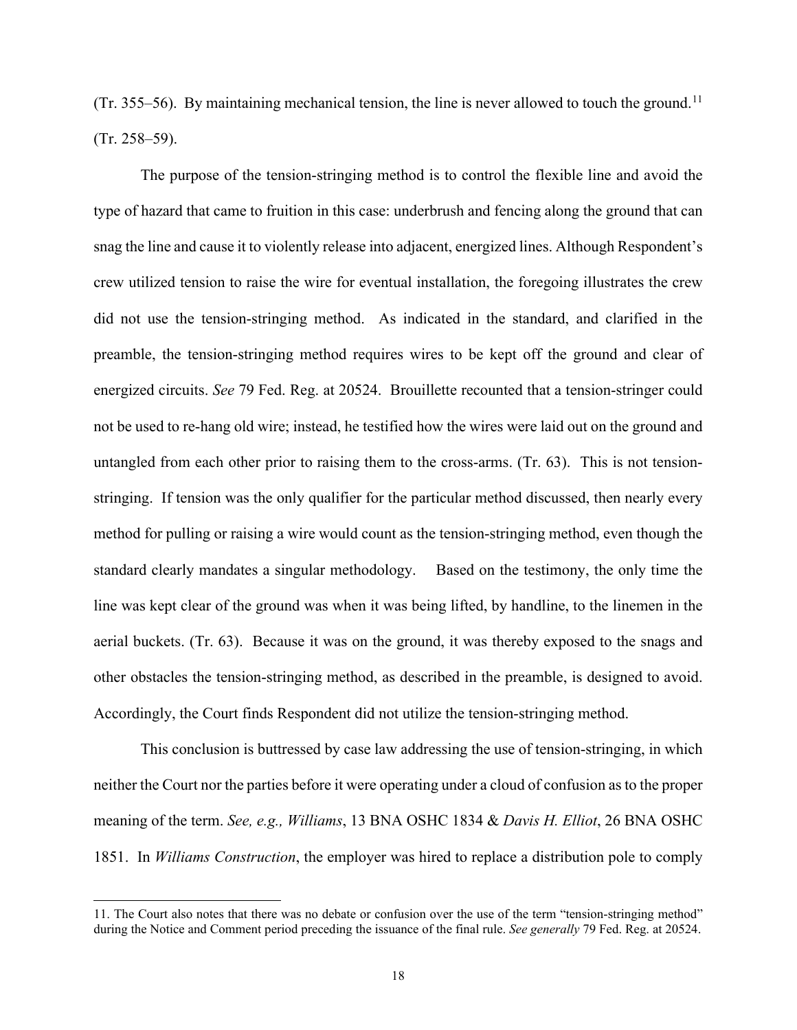(Tr. 355–56). By maintaining mechanical tension, the line is never allowed to touch the ground.[11] (Tr. 258–59).

The purpose of the tension-stringing method is to control the flexible line and avoid the type of hazard that came to fruition in this case: underbrush and fencing along the ground that can snag the line and cause it to violently release into adjacent, energized lines. Although Respondent's crew utilized tension to raise the wire for eventual installation, the foregoing illustrates the crew did not use the tension-stringing method. As indicated in the standard, and clarified in the preamble, the tension-stringing method requires wires to be kept off the ground and clear of energized circuits. *See* 79 Fed. Reg. at 20524. Brouillette recounted that a tension-stringer could not be used to re-hang old wire; instead, he testified how the wires were laid out on the ground and untangled from each other prior to raising them to the cross-arms. (Tr. 63). This is not tension-stringing. If tension was the only qualifier for the particular method discussed, then nearly every method for pulling or raising a wire would count as the tension-stringing method, even though the standard clearly mandates a singular methodology. Based on the testimony, the only time the line was kept clear of the ground was when it was being lifted, by handline, to the linemen in the aerial buckets. (Tr. 63). Because it was on the ground, it was thereby exposed to the snags and other obstacles the tension-stringing method, as described in the preamble, is designed to avoid. Accordingly, the Court finds Respondent did not utilize the tension-stringing method.

This conclusion is buttressed by case law addressing the use of tension-stringing, in which neither the Court nor the parties before it were operating under a cloud of confusion as to the proper meaning of the term. *See, e.g., Williams*, 13 BNA OSHC 1834 & *Davis H. Elliot*, 26 BNA OSHC 1851. In *Williams Construction*, the employer was hired to replace a distribution pole to comply

---

11. The Court also notes that there was no debate or confusion over the use of the term "tension-stringing method" during the Notice and Comment period preceding the issuance of the final rule. *See generally* 79 Fed. Reg. at 20524.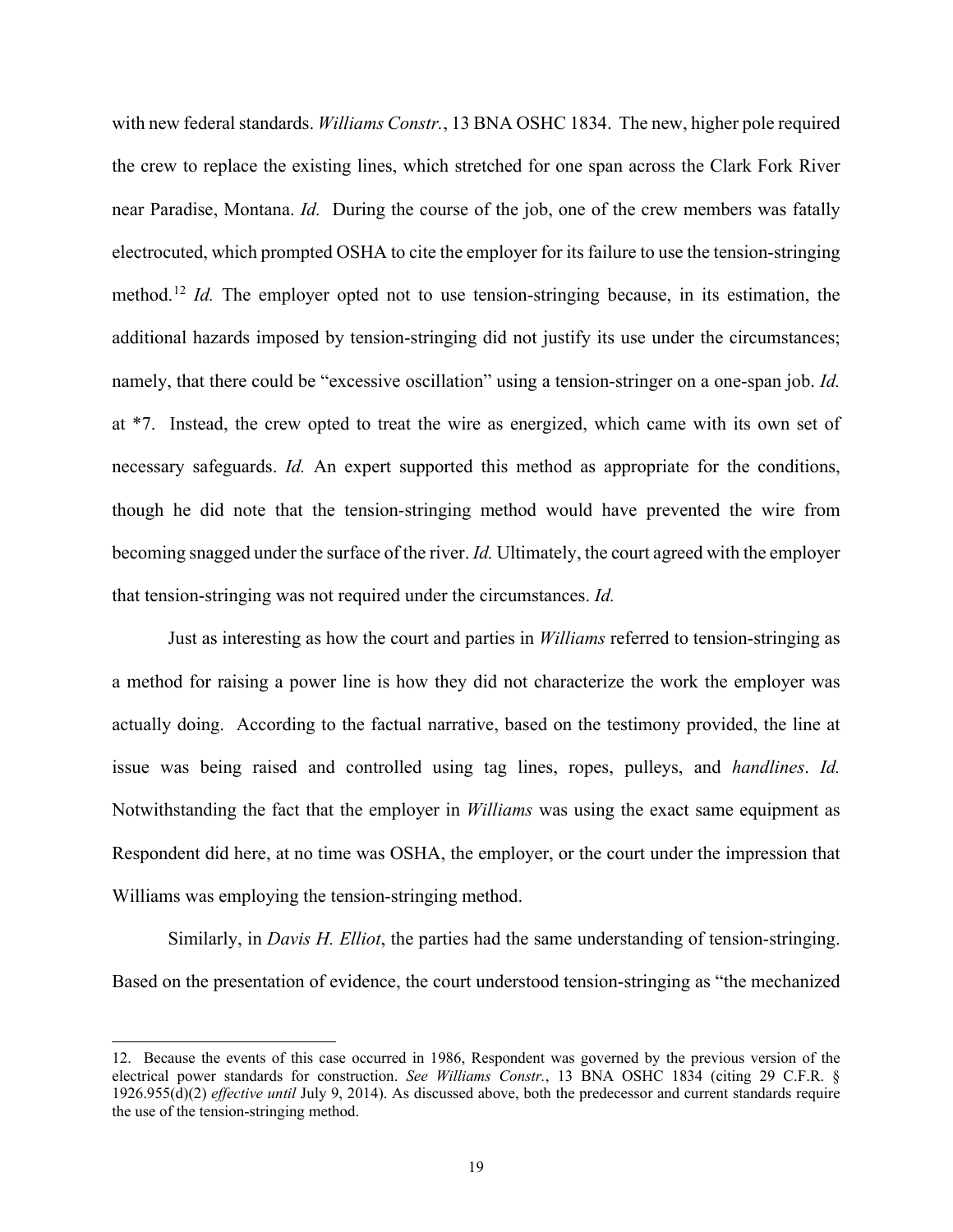with new federal standards. *Williams Constr.*, 13 BNA OSHC 1834. The new, higher pole required the crew to replace the existing lines, which stretched for one span across the Clark Fork River near Paradise, Montana. *Id.* During the course of the job, one of the crew members was fatally electrocuted, which prompted OSHA to cite the employer for its failure to use the tension-stringing method.[12] *Id.* The employer opted not to use tension-stringing because, in its estimation, the additional hazards imposed by tension-stringing did not justify its use under the circumstances; namely, that there could be "excessive oscillation" using a tension-stringer on a one-span job. *Id.* at *7. Instead, the crew opted to treat the wire as energized, which came with its own set of necessary safeguards. *Id.* An expert supported this method as appropriate for the conditions, though he did note that the tension-stringing method would have prevented the wire from becoming snagged under the surface of the river. *Id.* Ultimately, the court agreed with the employer that tension-stringing was not required under the circumstances. *Id.*

Just as interesting as how the court and parties in *Williams* referred to tension-stringing as a method for raising a power line is how they did not characterize the work the employer was actually doing. According to the factual narrative, based on the testimony provided, the line at issue was being raised and controlled using tag lines, ropes, pulleys, and *handlines*. *Id.* Notwithstanding the fact that the employer in *Williams* was using the exact same equipment as Respondent did here, at no time was OSHA, the employer, or the court under the impression that Williams was employing the tension-stringing method.

Similarly, in *Davis H. Elliot*, the parties had the same understanding of tension-stringing. Based on the presentation of evidence, the court understood tension-stringing as "the mechanized

12. Because the events of this case occurred in 1986, Respondent was governed by the previous version of the electrical power standards for construction. *See Williams Constr.*, 13 BNA OSHC 1834 (citing 29 C.F.R. § 1926.955(d)(2) *effective until* July 9, 2014). As discussed above, both the predecessor and current standards require the use of the tension-stringing method.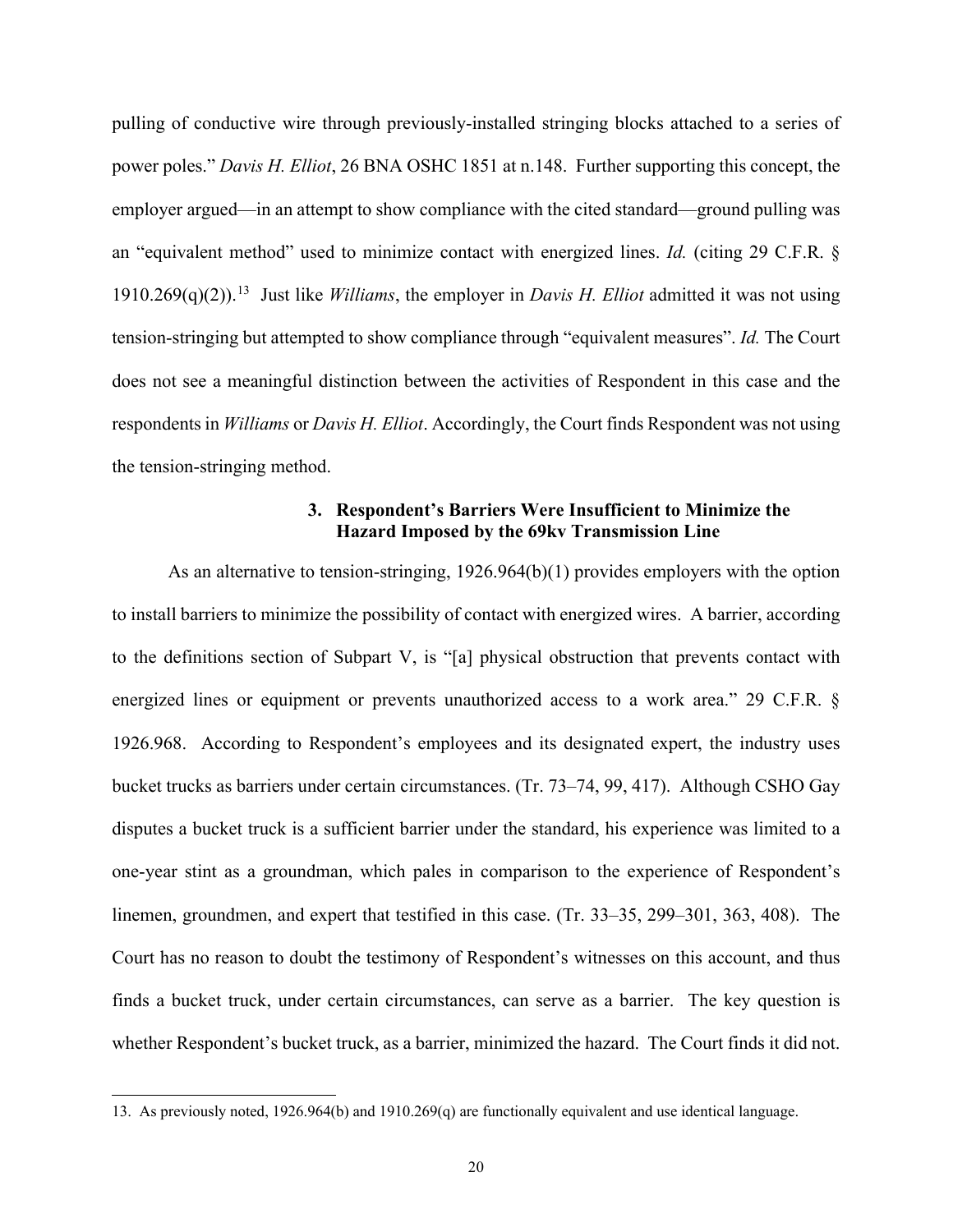pulling of conductive wire through previously-installed stringing blocks attached to a series of power poles." *Davis H. Elliot*, 26 BNA OSHC 1851 at n.148. Further supporting this concept, the employer argued—in an attempt to show compliance with the cited standard—ground pulling was an "equivalent method" used to minimize contact with energized lines. *Id.* (citing 29 C.F.R. § 1910.269(q)(2)).[13] Just like *Williams*, the employer in *Davis H. Elliot* admitted it was not using tension-stringing but attempted to show compliance through "equivalent measures". *Id.* The Court does not see a meaningful distinction between the activities of Respondent in this case and the respondents in *Williams* or *Davis H. Elliot*. Accordingly, the Court finds Respondent was not using the tension-stringing method.

### 3. Respondent's Barriers Were Insufficient to Minimize the Hazard Imposed by the 69kv Transmission Line

As an alternative to tension-stringing, 1926.964(b)(1) provides employers with the option to install barriers to minimize the possibility of contact with energized wires. A barrier, according to the definitions section of Subpart V, is "[a] physical obstruction that prevents contact with energized lines or equipment or prevents unauthorized access to a work area." 29 C.F.R. § 1926.968. According to Respondent's employees and its designated expert, the industry uses bucket trucks as barriers under certain circumstances. (Tr. 73–74, 99, 417). Although CSHO Gay disputes a bucket truck is a sufficient barrier under the standard, his experience was limited to a one-year stint as a groundman, which pales in comparison to the experience of Respondent's linemen, groundmen, and expert that testified in this case. (Tr. 33–35, 299–301, 363, 408). The Court has no reason to doubt the testimony of Respondent's witnesses on this account, and thus finds a bucket truck, under certain circumstances, can serve as a barrier. The key question is whether Respondent's bucket truck, as a barrier, minimized the hazard. The Court finds it did not.

---

13. As previously noted, 1926.964(b) and 1910.269(q) are functionally equivalent and use identical language.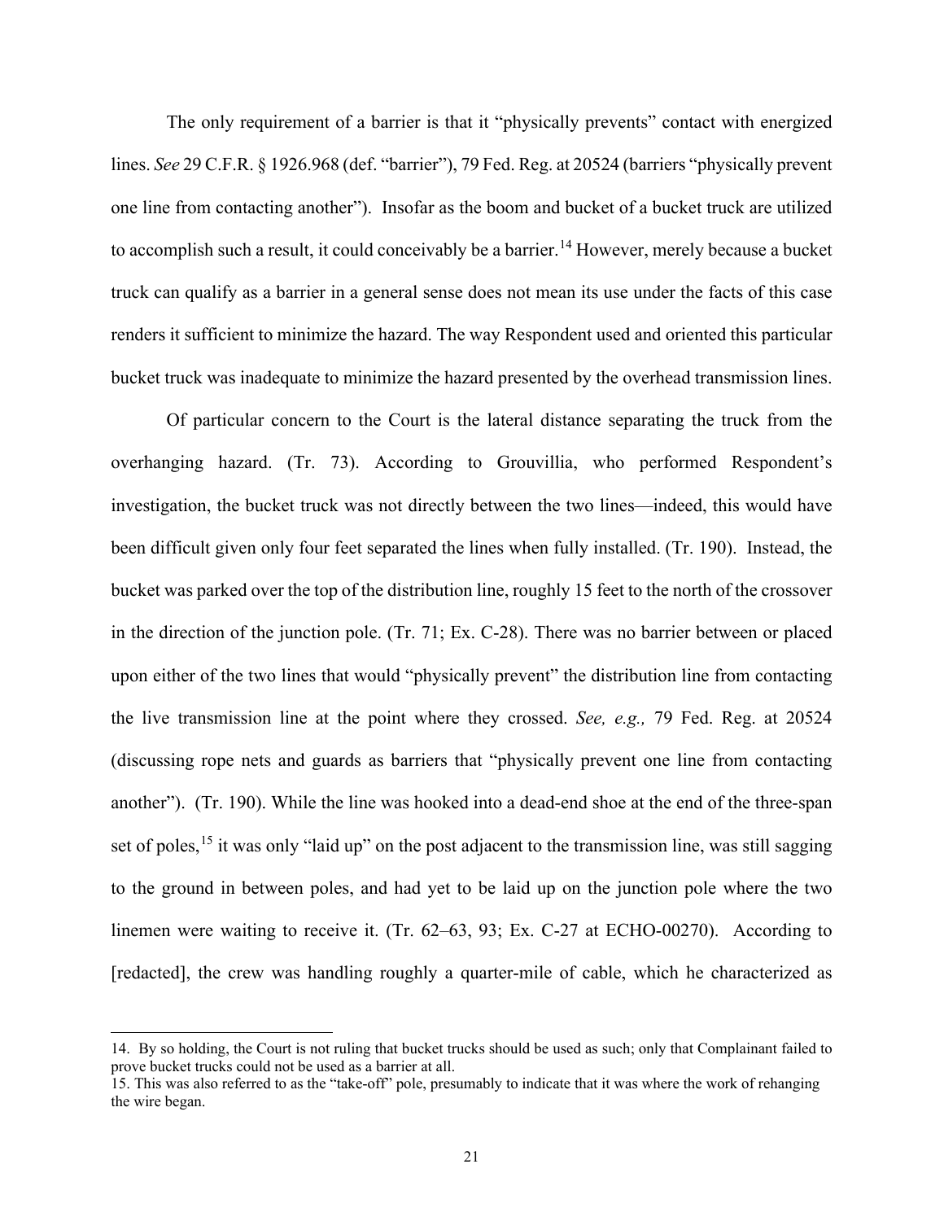The only requirement of a barrier is that it "physically prevents" contact with energized lines. *See* 29 C.F.R. § 1926.968 (def. "barrier"), 79 Fed. Reg. at 20524 (barriers "physically prevent one line from contacting another"). Insofar as the boom and bucket of a bucket truck are utilized to accomplish such a result, it could conceivably be a barrier.[14] However, merely because a bucket truck can qualify as a barrier in a general sense does not mean its use under the facts of this case renders it sufficient to minimize the hazard. The way Respondent used and oriented this particular bucket truck was inadequate to minimize the hazard presented by the overhead transmission lines.

Of particular concern to the Court is the lateral distance separating the truck from the overhanging hazard. (Tr. 73). According to Grouvillia, who performed Respondent's investigation, the bucket truck was not directly between the two lines—indeed, this would have been difficult given only four feet separated the lines when fully installed. (Tr. 190). Instead, the bucket was parked over the top of the distribution line, roughly 15 feet to the north of the crossover in the direction of the junction pole. (Tr. 71; Ex. C-28). There was no barrier between or placed upon either of the two lines that would "physically prevent" the distribution line from contacting the live transmission line at the point where they crossed. *See, e.g.,* 79 Fed. Reg. at 20524 (discussing rope nets and guards as barriers that "physically prevent one line from contacting another"). (Tr. 190). While the line was hooked into a dead-end shoe at the end of the three-span set of poles,[15] it was only "laid up" on the post adjacent to the transmission line, was still sagging to the ground in between poles, and had yet to be laid up on the junction pole where the two linemen were waiting to receive it. (Tr. 62–63, 93; Ex. C-27 at ECHO-00270). According to [redacted], the crew was handling roughly a quarter-mile of cable, which he characterized as

---

14. By so holding, the Court is not ruling that bucket trucks should be used as such; only that Complainant failed to prove bucket trucks could not be used as a barrier at all.

15. This was also referred to as the "take-off" pole, presumably to indicate that it was where the work of rehanging the wire began.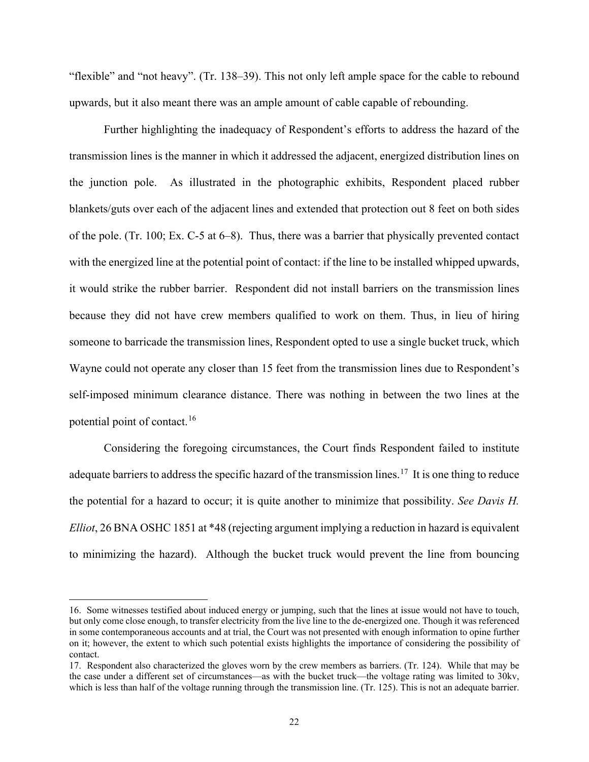"flexible" and "not heavy". (Tr. 138–39). This not only left ample space for the cable to rebound upwards, but it also meant there was an ample amount of cable capable of rebounding.

Further highlighting the inadequacy of Respondent's efforts to address the hazard of the transmission lines is the manner in which it addressed the adjacent, energized distribution lines on the junction pole. As illustrated in the photographic exhibits, Respondent placed rubber blankets/guts over each of the adjacent lines and extended that protection out 8 feet on both sides of the pole. (Tr. 100; Ex. C-5 at 6–8). Thus, there was a barrier that physically prevented contact with the energized line at the potential point of contact: if the line to be installed whipped upwards, it would strike the rubber barrier. Respondent did not install barriers on the transmission lines because they did not have crew members qualified to work on them. Thus, in lieu of hiring someone to barricade the transmission lines, Respondent opted to use a single bucket truck, which Wayne could not operate any closer than 15 feet from the transmission lines due to Respondent's self-imposed minimum clearance distance. There was nothing in between the two lines at the potential point of contact.[16]

Considering the foregoing circumstances, the Court finds Respondent failed to institute adequate barriers to address the specific hazard of the transmission lines.[17] It is one thing to reduce the potential for a hazard to occur; it is quite another to minimize that possibility. *See Davis H. Elliot*, 26 BNA OSHC 1851 at *48 (rejecting argument implying a reduction in hazard is equivalent to minimizing the hazard). Although the bucket truck would prevent the line from bouncing

---

16. Some witnesses testified about induced energy or jumping, such that the lines at issue would not have to touch, but only come close enough, to transfer electricity from the live line to the de-energized one. Though it was referenced in some contemporaneous accounts and at trial, the Court was not presented with enough information to opine further on it; however, the extent to which such potential exists highlights the importance of considering the possibility of contact.

17. Respondent also characterized the gloves worn by the crew members as barriers. (Tr. 124). While that may be the case under a different set of circumstances—as with the bucket truck—the voltage rating was limited to 30kv, which is less than half of the voltage running through the transmission line. (Tr. 125). This is not an adequate barrier.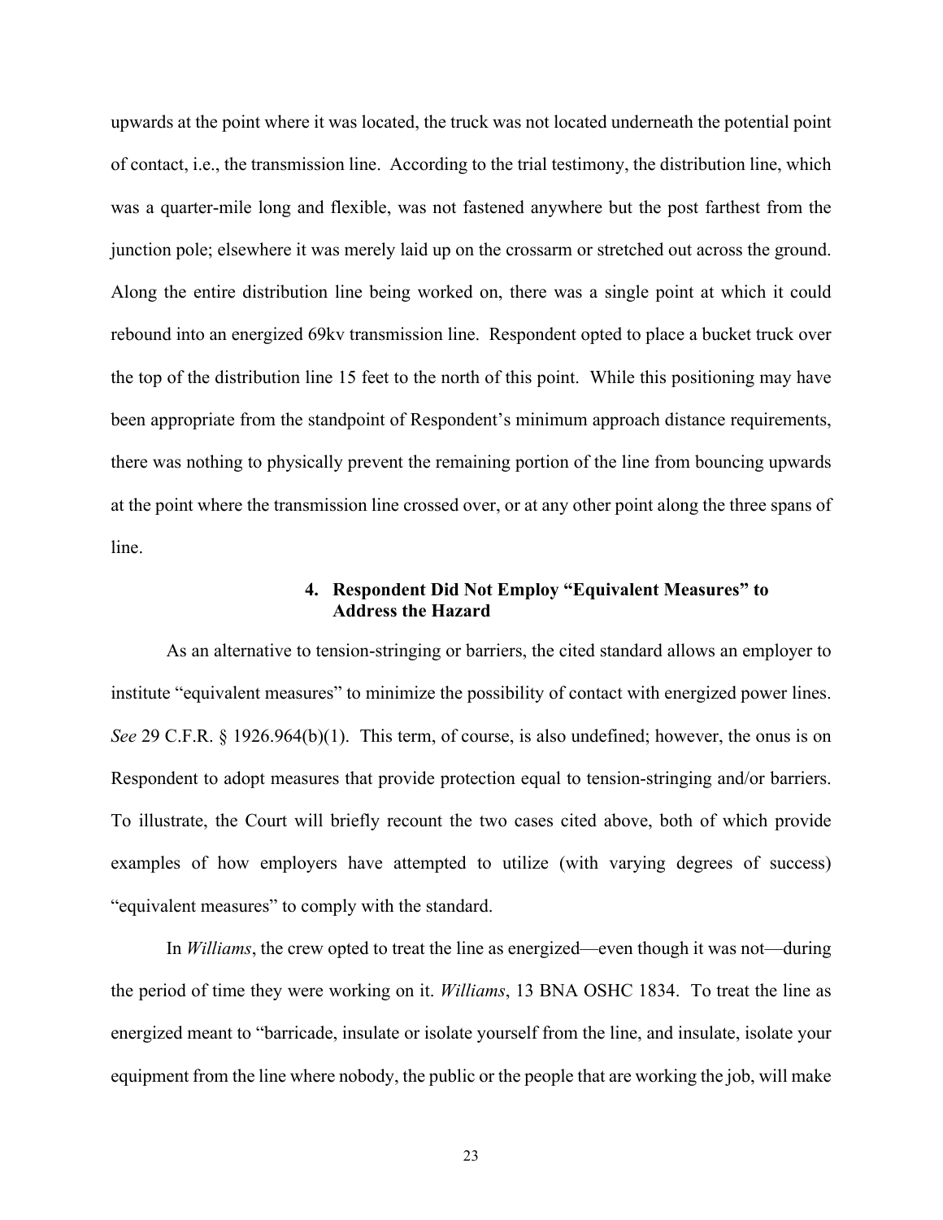upwards at the point where it was located, the truck was not located underneath the potential point of contact, i.e., the transmission line. According to the trial testimony, the distribution line, which was a quarter-mile long and flexible, was not fastened anywhere but the post farthest from the junction pole; elsewhere it was merely laid up on the crossarm or stretched out across the ground. Along the entire distribution line being worked on, there was a single point at which it could rebound into an energized 69kv transmission line. Respondent opted to place a bucket truck over the top of the distribution line 15 feet to the north of this point. While this positioning may have been appropriate from the standpoint of Respondent's minimum approach distance requirements, there was nothing to physically prevent the remaining portion of the line from bouncing upwards at the point where the transmission line crossed over, or at any other point along the three spans of line.

#### 4. Respondent Did Not Employ "Equivalent Measures" to Address the Hazard

As an alternative to tension-stringing or barriers, the cited standard allows an employer to institute "equivalent measures" to minimize the possibility of contact with energized power lines. *See* 29 C.F.R. § 1926.964(b)(1). This term, of course, is also undefined; however, the onus is on Respondent to adopt measures that provide protection equal to tension-stringing and/or barriers. To illustrate, the Court will briefly recount the two cases cited above, both of which provide examples of how employers have attempted to utilize (with varying degrees of success) "equivalent measures" to comply with the standard.

In *Williams*, the crew opted to treat the line as energized—even though it was not—during the period of time they were working on it. *Williams*, 13 BNA OSHC 1834. To treat the line as energized meant to "barricade, insulate or isolate yourself from the line, and insulate, isolate your equipment from the line where nobody, the public or the people that are working the job, will make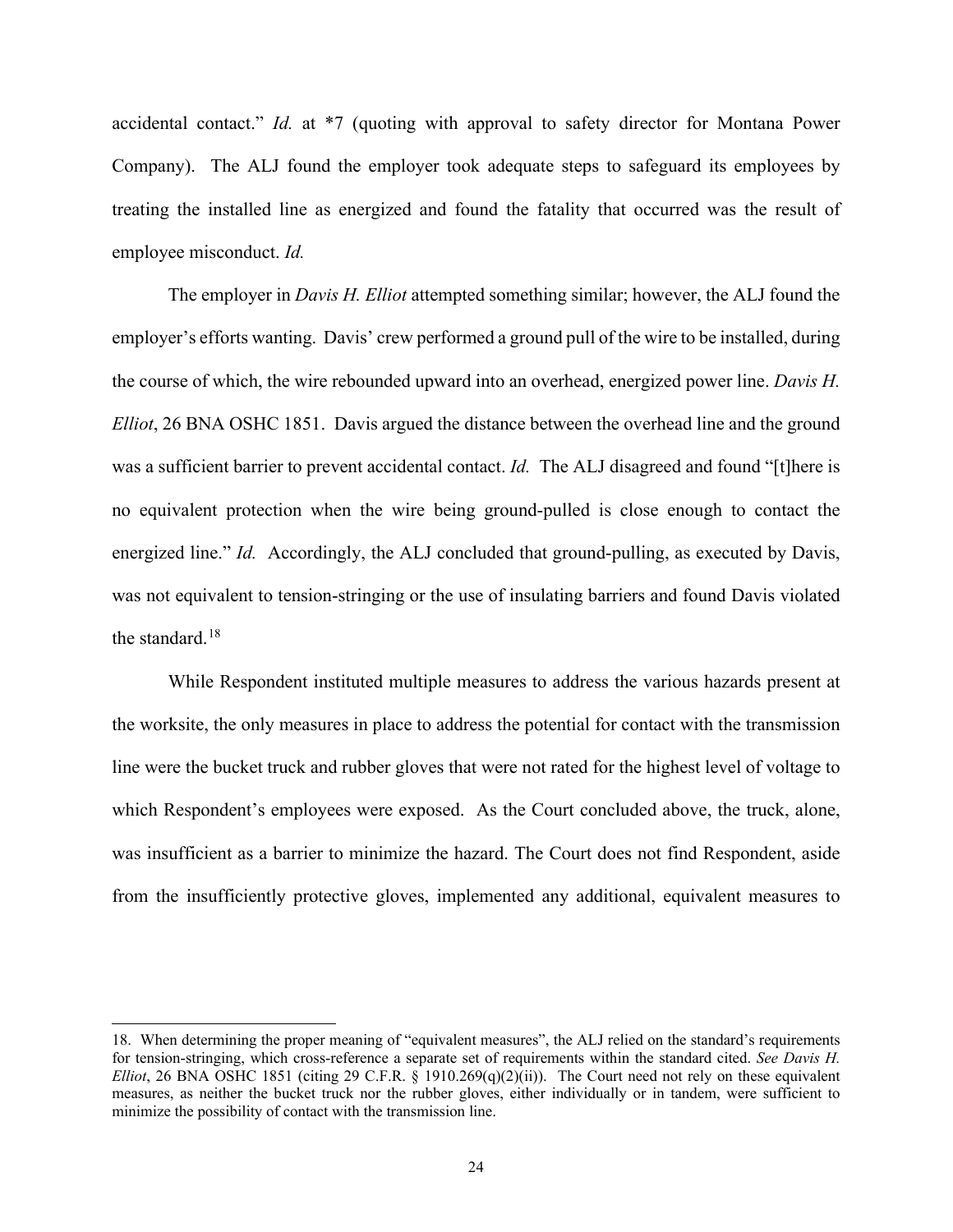accidental contact." *Id.* at *7 (quoting with approval to safety director for Montana Power Company). The ALJ found the employer took adequate steps to safeguard its employees by treating the installed line as energized and found the fatality that occurred was the result of employee misconduct. *Id.*

The employer in *Davis H. Elliot* attempted something similar; however, the ALJ found the employer's efforts wanting. Davis' crew performed a ground pull of the wire to be installed, during the course of which, the wire rebounded upward into an overhead, energized power line. *Davis H. Elliot*, 26 BNA OSHC 1851. Davis argued the distance between the overhead line and the ground was a sufficient barrier to prevent accidental contact. *Id.* The ALJ disagreed and found "[t]here is no equivalent protection when the wire being ground-pulled is close enough to contact the energized line." *Id.* Accordingly, the ALJ concluded that ground-pulling, as executed by Davis, was not equivalent to tension-stringing or the use of insulating barriers and found Davis violated the standard.[18]

While Respondent instituted multiple measures to address the various hazards present at the worksite, the only measures in place to address the potential for contact with the transmission line were the bucket truck and rubber gloves that were not rated for the highest level of voltage to which Respondent's employees were exposed. As the Court concluded above, the truck, alone, was insufficient as a barrier to minimize the hazard. The Court does not find Respondent, aside from the insufficiently protective gloves, implemented any additional, equivalent measures to

---

18. When determining the proper meaning of "equivalent measures", the ALJ relied on the standard's requirements for tension-stringing, which cross-reference a separate set of requirements within the standard cited. *See Davis H. Elliot*, 26 BNA OSHC 1851 (citing 29 C.F.R. § 1910.269(q)(2)(ii)). The Court need not rely on these equivalent measures, as neither the bucket truck nor the rubber gloves, either individually or in tandem, were sufficient to minimize the possibility of contact with the transmission line.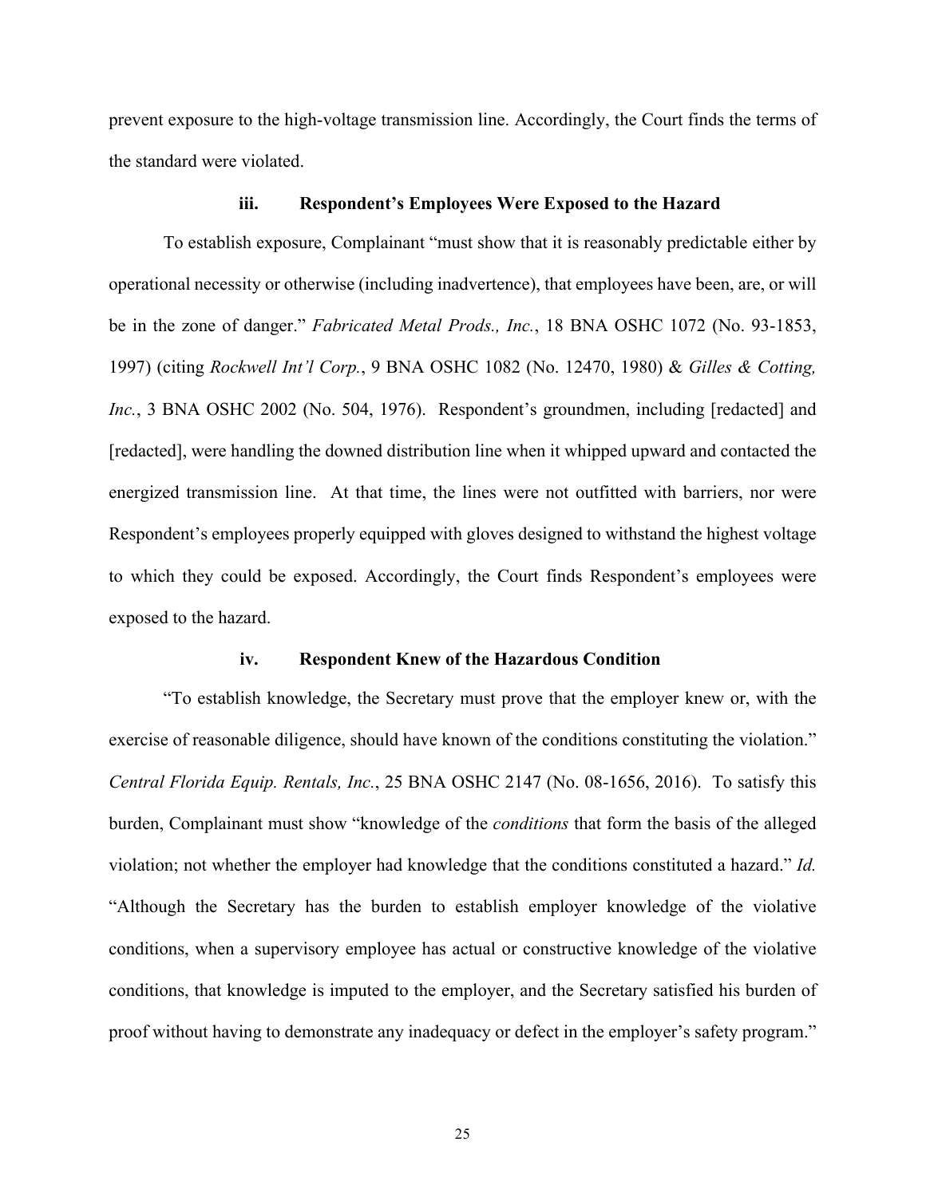prevent exposure to the high-voltage transmission line. Accordingly, the Court finds the terms of the standard were violated.

### iii. Respondent's Employees Were Exposed to the Hazard

To establish exposure, Complainant "must show that it is reasonably predictable either by operational necessity or otherwise (including inadvertence), that employees have been, are, or will be in the zone of danger." *Fabricated Metal Prods., Inc.*, 18 BNA OSHC 1072 (No. 93-1853, 1997) (citing *Rockwell Int'l Corp.*, 9 BNA OSHC 1082 (No. 12470, 1980) & *Gilles & Cotting, Inc.*, 3 BNA OSHC 2002 (No. 504, 1976). Respondent's groundmen, including [redacted] and [redacted], were handling the downed distribution line when it whipped upward and contacted the energized transmission line. At that time, the lines were not outfitted with barriers, nor were Respondent's employees properly equipped with gloves designed to withstand the highest voltage to which they could be exposed. Accordingly, the Court finds Respondent's employees were exposed to the hazard.

### iv. Respondent Knew of the Hazardous Condition

"To establish knowledge, the Secretary must prove that the employer knew or, with the exercise of reasonable diligence, should have known of the conditions constituting the violation." *Central Florida Equip. Rentals, Inc.*, 25 BNA OSHC 2147 (No. 08-1656, 2016). To satisfy this burden, Complainant must show "knowledge of the *conditions* that form the basis of the alleged violation; not whether the employer had knowledge that the conditions constituted a hazard." *Id.* "Although the Secretary has the burden to establish employer knowledge of the violative conditions, when a supervisory employee has actual or constructive knowledge of the violative conditions, that knowledge is imputed to the employer, and the Secretary satisfied his burden of proof without having to demonstrate any inadequacy or defect in the employer's safety program."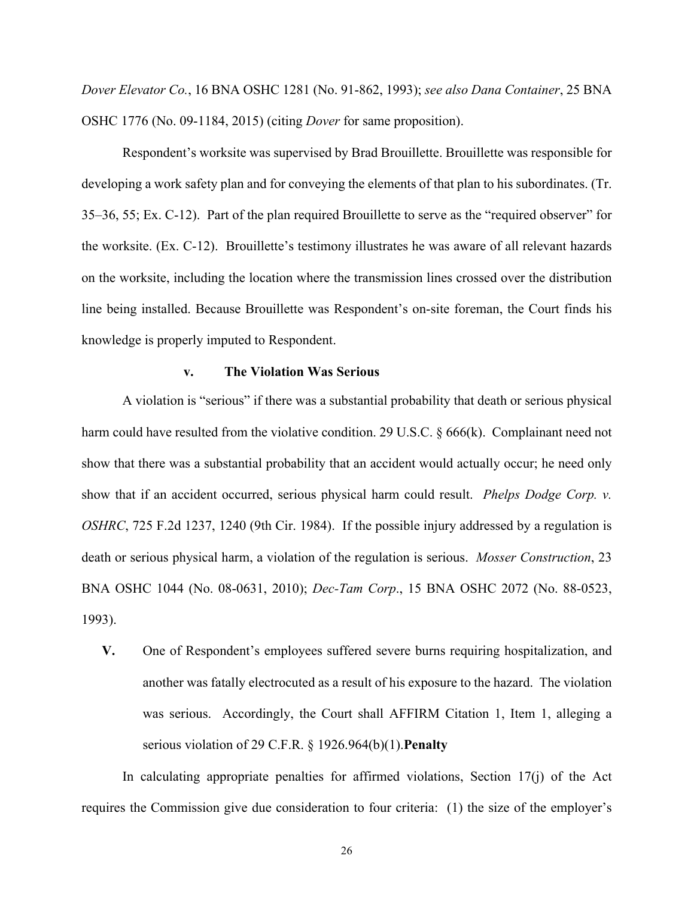*Dover Elevator Co.*, 16 BNA OSHC 1281 (No. 91-862, 1993); *see also Dana Container*, 25 BNA OSHC 1776 (No. 09-1184, 2015) (citing *Dover* for same proposition).

Respondent's worksite was supervised by Brad Brouillette. Brouillette was responsible for developing a work safety plan and for conveying the elements of that plan to his subordinates. (Tr. 35–36, 55; Ex. C-12). Part of the plan required Brouillette to serve as the "required observer" for the worksite. (Ex. C-12). Brouillette's testimony illustrates he was aware of all relevant hazards on the worksite, including the location where the transmission lines crossed over the distribution line being installed. Because Brouillette was Respondent's on-site foreman, the Court finds his knowledge is properly imputed to Respondent.

#### v. The Violation Was Serious

A violation is "serious" if there was a substantial probability that death or serious physical harm could have resulted from the violative condition. 29 U.S.C. § 666(k). Complainant need not show that there was a substantial probability that an accident would actually occur; he need only show that if an accident occurred, serious physical harm could result. *Phelps Dodge Corp. v. OSHRC*, 725 F.2d 1237, 1240 (9th Cir. 1984). If the possible injury addressed by a regulation is death or serious physical harm, a violation of the regulation is serious. *Mosser Construction*, 23 BNA OSHC 1044 (No. 08-0631, 2010); *Dec-Tam Corp.*, 15 BNA OSHC 2072 (No. 88-0523, 1993).

**V.** One of Respondent's employees suffered severe burns requiring hospitalization, and another was fatally electrocuted as a result of his exposure to the hazard. The violation was serious. Accordingly, the Court shall AFFIRM Citation 1, Item 1, alleging a serious violation of 29 C.F.R. § 1926.964(b)(1).**Penalty**

In calculating appropriate penalties for affirmed violations, Section 17(j) of the Act requires the Commission give due consideration to four criteria: (1) the size of the employer's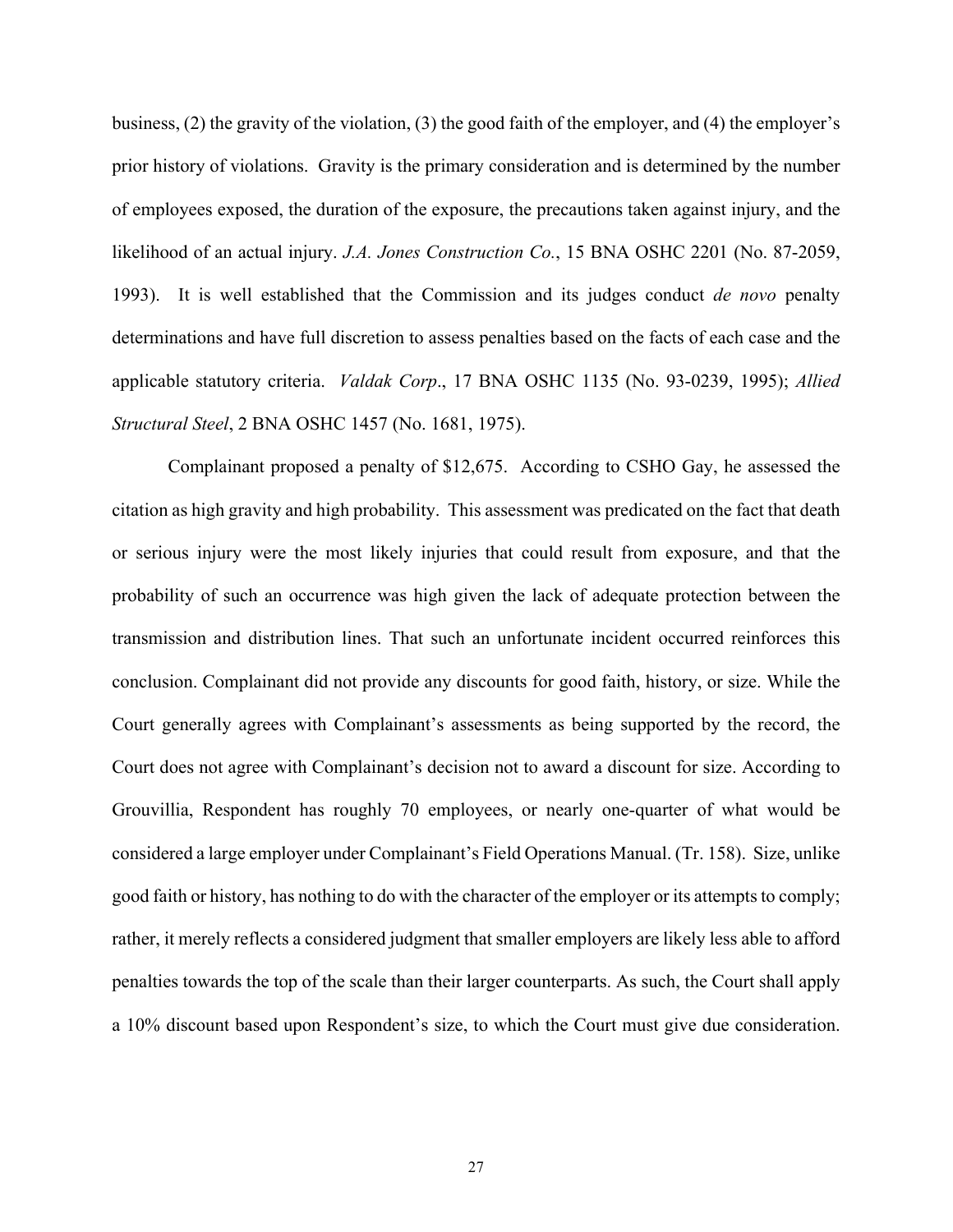business, (2) the gravity of the violation, (3) the good faith of the employer, and (4) the employer's prior history of violations. Gravity is the primary consideration and is determined by the number of employees exposed, the duration of the exposure, the precautions taken against injury, and the likelihood of an actual injury. *J.A. Jones Construction Co.*, 15 BNA OSHC 2201 (No. 87-2059, 1993). It is well established that the Commission and its judges conduct *de novo* penalty determinations and have full discretion to assess penalties based on the facts of each case and the applicable statutory criteria. *Valdak Corp*., 17 BNA OSHC 1135 (No. 93-0239, 1995); *Allied Structural Steel*, 2 BNA OSHC 1457 (No. 1681, 1975).

Complainant proposed a penalty of $12,675. According to CSHO Gay, he assessed the citation as high gravity and high probability. This assessment was predicated on the fact that death or serious injury were the most likely injuries that could result from exposure, and that the probability of such an occurrence was high given the lack of adequate protection between the transmission and distribution lines. That such an unfortunate incident occurred reinforces this conclusion. Complainant did not provide any discounts for good faith, history, or size. While the Court generally agrees with Complainant's assessments as being supported by the record, the Court does not agree with Complainant's decision not to award a discount for size. According to Grouvillia, Respondent has roughly 70 employees, or nearly one-quarter of what would be considered a large employer under Complainant's Field Operations Manual. (Tr. 158). Size, unlike good faith or history, has nothing to do with the character of the employer or its attempts to comply; rather, it merely reflects a considered judgment that smaller employers are likely less able to afford penalties towards the top of the scale than their larger counterparts. As such, the Court shall apply a 10% discount based upon Respondent's size, to which the Court must give due consideration.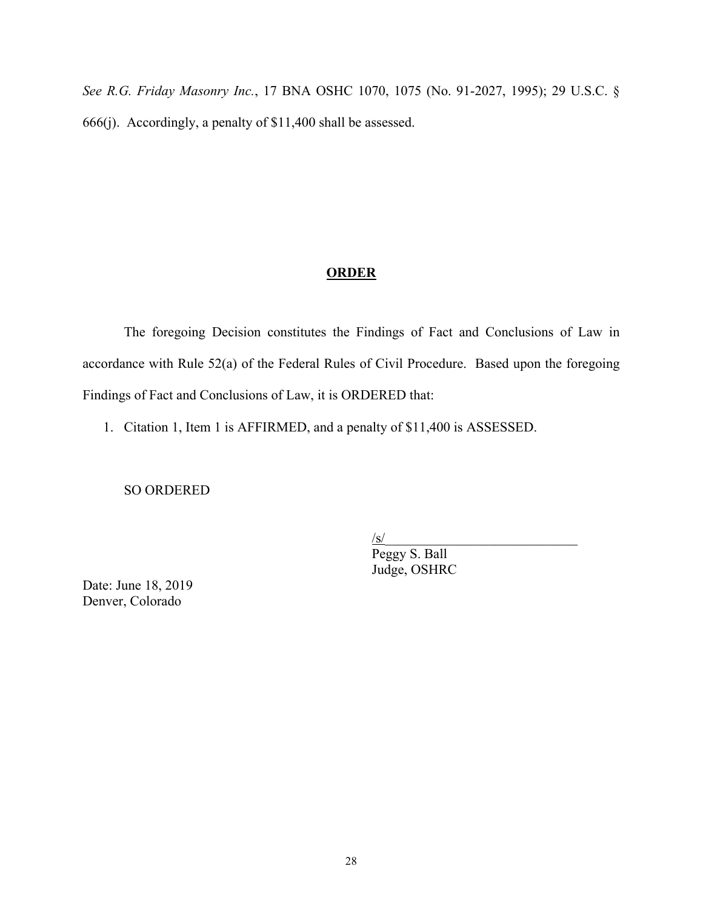*See R.G. Friday Masonry Inc.*, 17 BNA OSHC 1070, 1075 (No. 91-2027, 1995); 29 U.S.C. § 666(j). Accordingly, a penalty of $11,400 shall be assessed.

## **ORDER**

The foregoing Decision constitutes the Findings of Fact and Conclusions of Law in accordance with Rule 52(a) of the Federal Rules of Civil Procedure. Based upon the foregoing Findings of Fact and Conclusions of Law, it is ORDERED that:

1. Citation 1, Item 1 is AFFIRMED, and a penalty of $11,400 is ASSESSED.

SO ORDERED

/s/
Peggy S. Ball
Judge, OSHRC

Date: June 18, 2019
Denver, Colorado